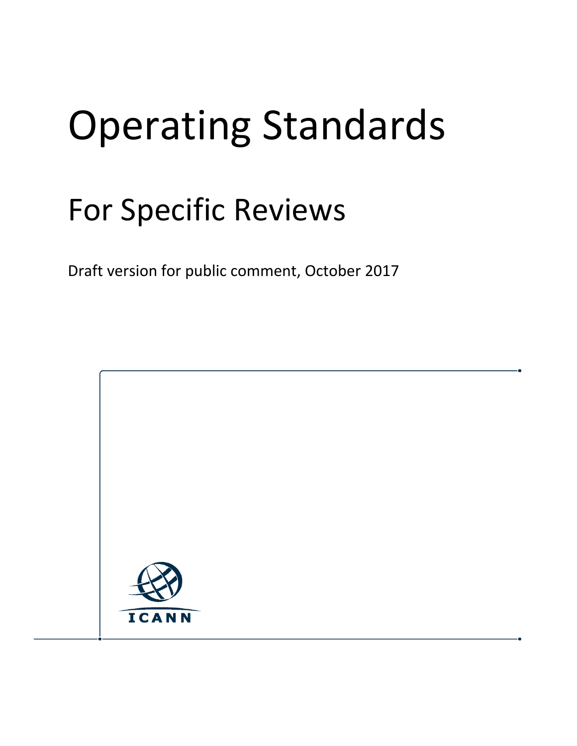# Operating Standards

## For Specific Reviews

Draft version for public comment, October 2017

ICANN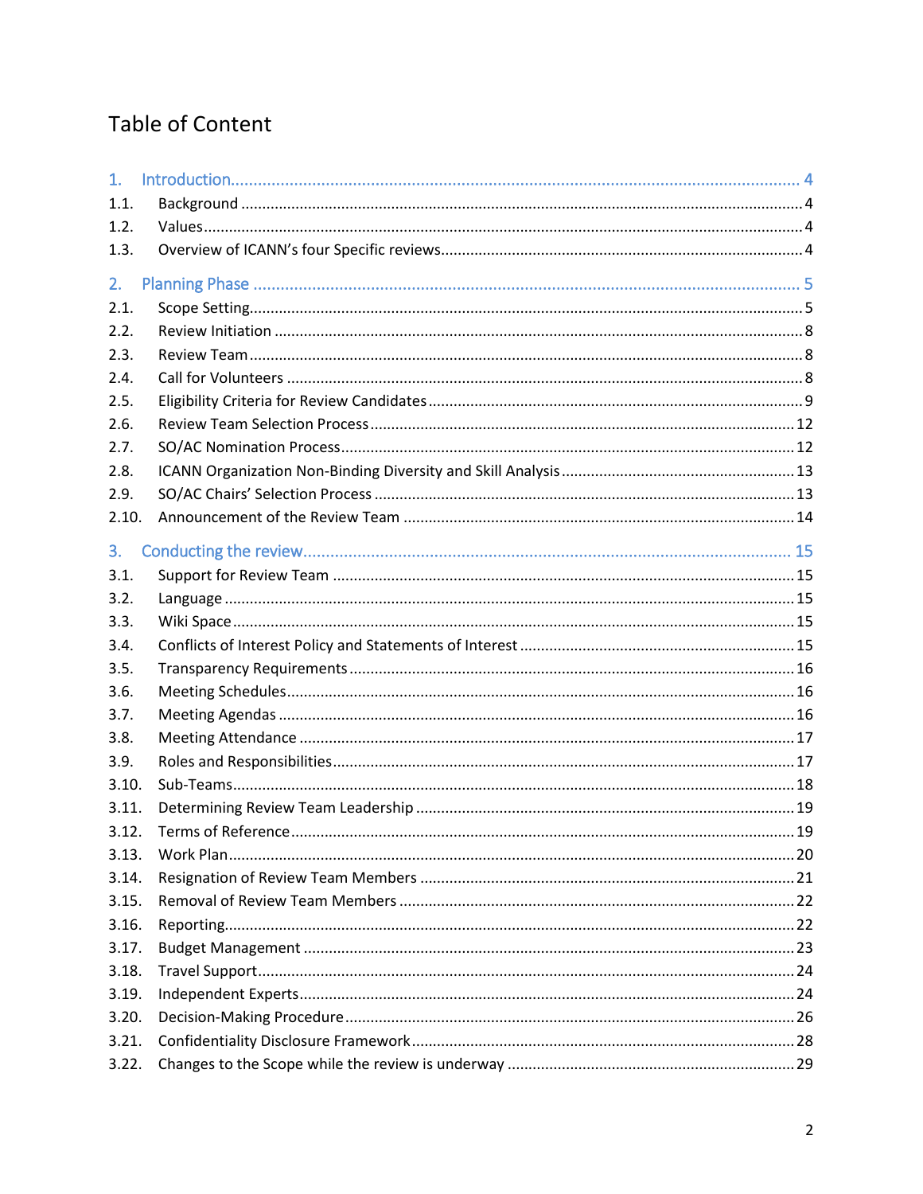# Table of Content

1. Introduction ... 4
   - 1.1. Background ... 4
   - 1.2. Values ... 4
   - 1.3. Overview of ICANN's four Specific reviews ... 4
2. Planning Phase ... 5
   - 2.1. Scope Setting ... 5
   - 2.2. Review Initiation ... 8
   - 2.3. Review Team ... 8
   - 2.4. Call for Volunteers ... 8
   - 2.5. Eligibility Criteria for Review Candidates ... 9
   - 2.6. Review Team Selection Process ... 12
   - 2.7. SO/AC Nomination Process ... 12
   - 2.8. ICANN Organization Non-Binding Diversity and Skill Analysis ... 13
   - 2.9. SO/AC Chairs' Selection Process ... 13
   - 2.10. Announcement of the Review Team ... 14
3. Conducting the review ... 15
   - 3.1. Support for Review Team ... 15
   - 3.2. Language ... 15
   - 3.3. Wiki Space ... 15
   - 3.4. Conflicts of Interest Policy and Statements of Interest ... 15
   - 3.5. Transparency Requirements ... 16
   - 3.6. Meeting Schedules ... 16
   - 3.7. Meeting Agendas ... 16
   - 3.8. Meeting Attendance ... 17
   - 3.9. Roles and Responsibilities ... 17
   - 3.10. Sub-Teams ... 18
   - 3.11. Determining Review Team Leadership ... 19
   - 3.12. Terms of Reference ... 19
   - 3.13. Work Plan ... 20
   - 3.14. Resignation of Review Team Members ... 21
   - 3.15. Removal of Review Team Members ... 22
   - 3.16. Reporting ... 22
   - 3.17. Budget Management ... 23
   - 3.18. Travel Support ... 24
   - 3.19. Independent Experts ... 24
   - 3.20. Decision-Making Procedure ... 26
   - 3.21. Confidentiality Disclosure Framework ... 28
   - 3.22. Changes to the Scope while the review is underway ... 29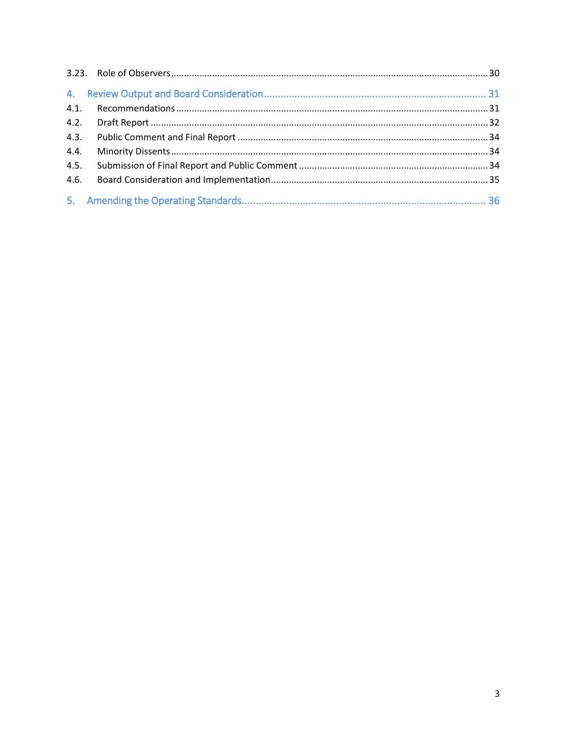3.23. Role of Observers ........................................................................................................................ 30

4. Review Output and Board Consideration ............................................................................... 31

4.1. Recommendations ........................................................................................................................ 31

4.2. Draft Report ................................................................................................................................. 32

4.3. Public Comment and Final Report ................................................................................................ 34

4.4. Minority Dissents .......................................................................................................................... 34

4.5. Submission of Final Report and Public Comment ......................................................................... 34

4.6. Board Consideration and Implementation .................................................................................... 35

5. Amending the Operating Standards ....................................................................................... 36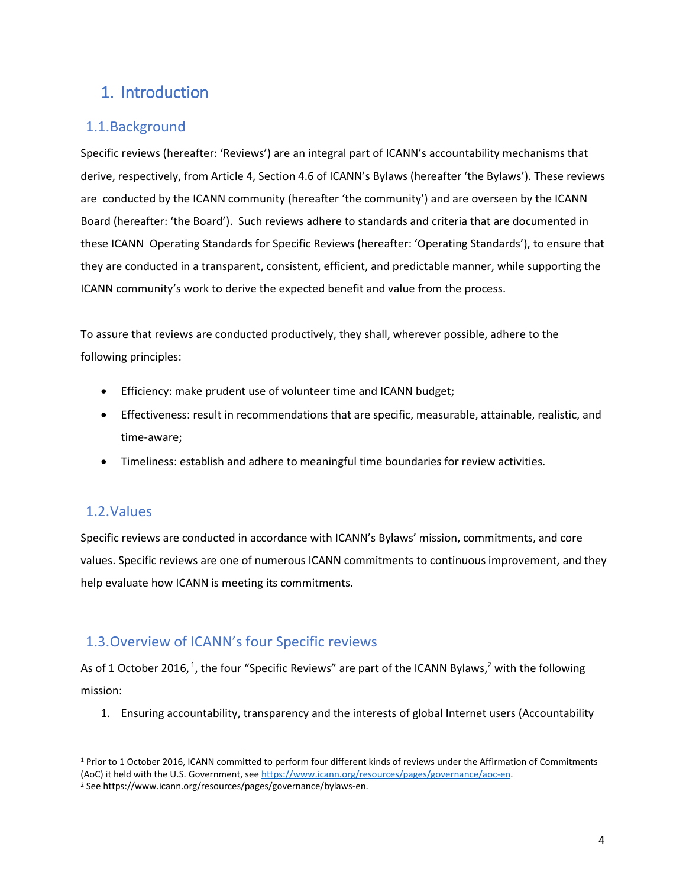# 1. Introduction

## 1.1. Background

Specific reviews (hereafter: 'Reviews') are an integral part of ICANN's accountability mechanisms that derive, respectively, from Article 4, Section 4.6 of ICANN's Bylaws (hereafter 'the Bylaws'). These reviews are conducted by the ICANN community (hereafter 'the community') and are overseen by the ICANN Board (hereafter: 'the Board'). Such reviews adhere to standards and criteria that are documented in these ICANN Operating Standards for Specific Reviews (hereafter: 'Operating Standards'), to ensure that they are conducted in a transparent, consistent, efficient, and predictable manner, while supporting the ICANN community's work to derive the expected benefit and value from the process.

To assure that reviews are conducted productively, they shall, wherever possible, adhere to the following principles:

- Efficiency: make prudent use of volunteer time and ICANN budget;
- Effectiveness: result in recommendations that are specific, measurable, attainable, realistic, and time-aware;
- Timeliness: establish and adhere to meaningful time boundaries for review activities.

## 1.2. Values

Specific reviews are conducted in accordance with ICANN's Bylaws' mission, commitments, and core values. Specific reviews are one of numerous ICANN commitments to continuous improvement, and they help evaluate how ICANN is meeting its commitments.

## 1.3. Overview of ICANN's four Specific reviews

As of 1 October 2016, [1], the four "Specific Reviews" are part of the ICANN Bylaws,[2] with the following mission:

1. Ensuring accountability, transparency and the interests of global Internet users (Accountability

---

[1] Prior to 1 October 2016, ICANN committed to perform four different kinds of reviews under the Affirmation of Commitments (AoC) it held with the U.S. Government, see https://www.icann.org/resources/pages/governance/aoc-en.

[2] See https://www.icann.org/resources/pages/governance/bylaws-en.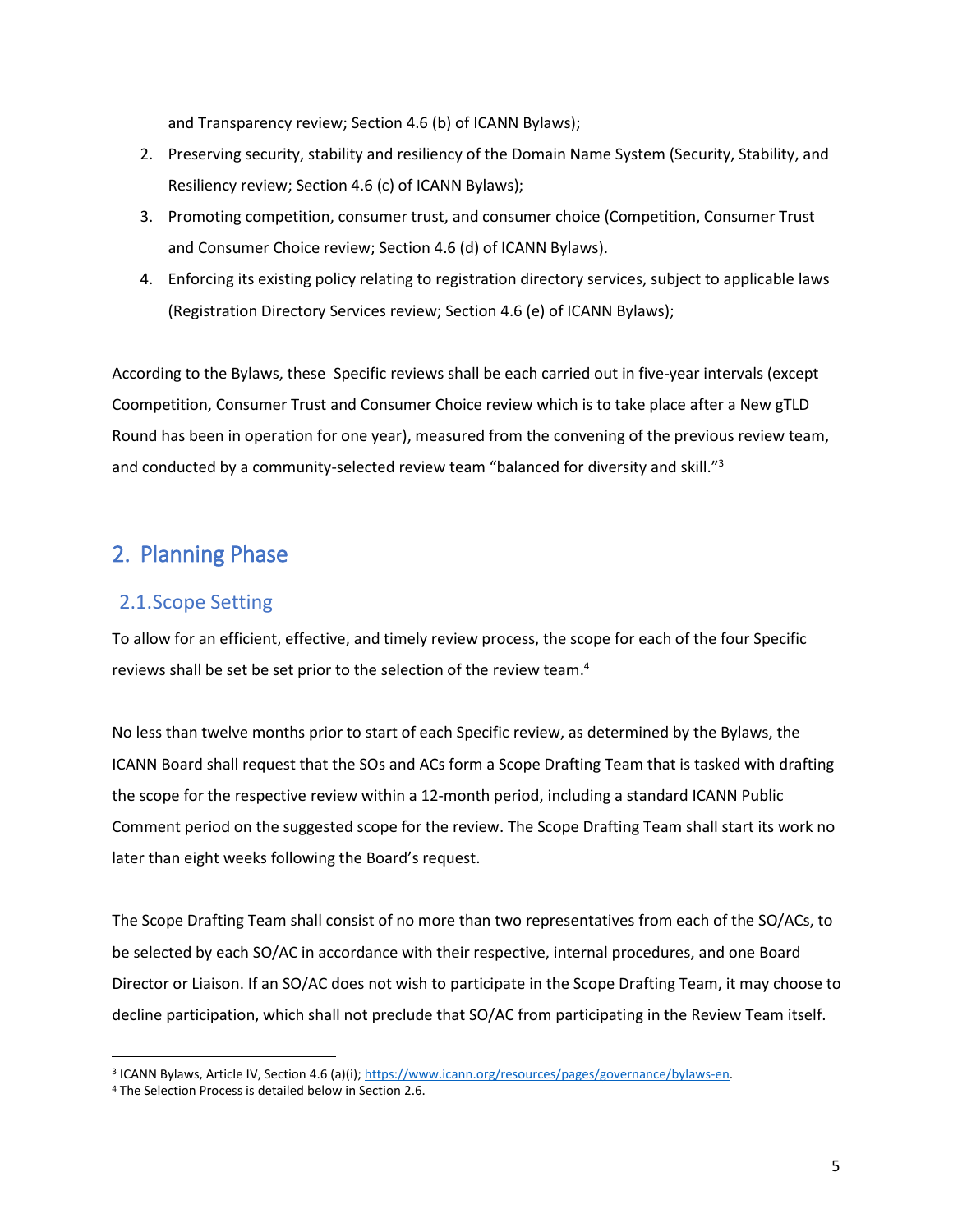and Transparency review; Section 4.6 (b) of ICANN Bylaws);

2. Preserving security, stability and resiliency of the Domain Name System (Security, Stability, and Resiliency review; Section 4.6 (c) of ICANN Bylaws);
3. Promoting competition, consumer trust, and consumer choice (Competition, Consumer Trust and Consumer Choice review; Section 4.6 (d) of ICANN Bylaws).
4. Enforcing its existing policy relating to registration directory services, subject to applicable laws (Registration Directory Services review; Section 4.6 (e) of ICANN Bylaws);

According to the Bylaws, these  Specific reviews shall be each carried out in five-year intervals (except Coompetition, Consumer Trust and Consumer Choice review which is to take place after a New gTLD Round has been in operation for one year), measured from the convening of the previous review team, and conducted by a community-selected review team "balanced for diversity and skill."[3]

## 2. Planning Phase

### 2.1. Scope Setting

To allow for an efficient, effective, and timely review process, the scope for each of the four Specific reviews shall be set be set prior to the selection of the review team.[4]

No less than twelve months prior to start of each Specific review, as determined by the Bylaws, the ICANN Board shall request that the SOs and ACs form a Scope Drafting Team that is tasked with drafting the scope for the respective review within a 12-month period, including a standard ICANN Public Comment period on the suggested scope for the review. The Scope Drafting Team shall start its work no later than eight weeks following the Board's request.

The Scope Drafting Team shall consist of no more than two representatives from each of the SO/ACs, to be selected by each SO/AC in accordance with their respective, internal procedures, and one Board Director or Liaison. If an SO/AC does not wish to participate in the Scope Drafting Team, it may choose to decline participation, which shall not preclude that SO/AC from participating in the Review Team itself.

[3] ICANN Bylaws, Article IV, Section 4.6 (a)(i); https://www.icann.org/resources/pages/governance/bylaws-en.

[4] The Selection Process is detailed below in Section 2.6.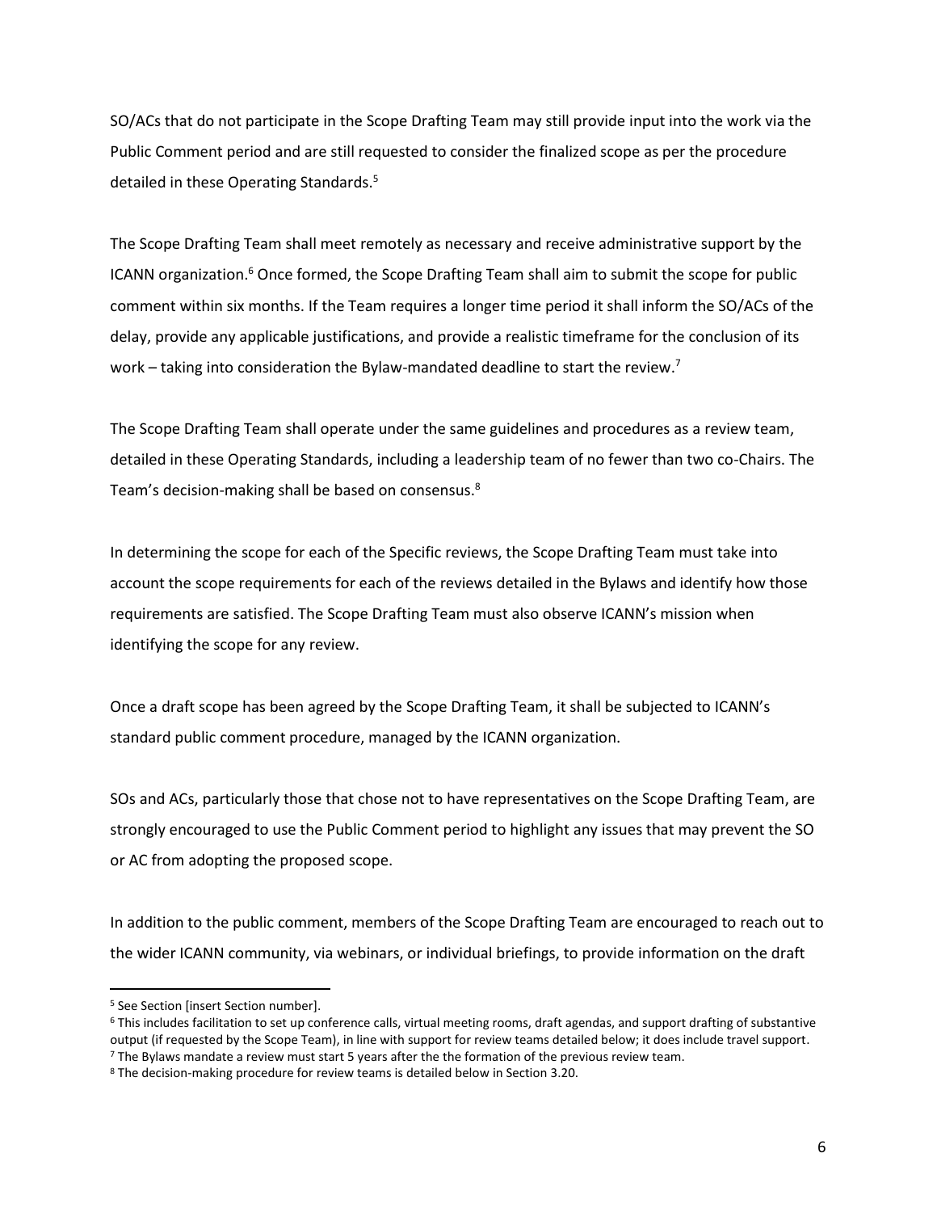SO/ACs that do not participate in the Scope Drafting Team may still provide input into the work via the Public Comment period and are still requested to consider the finalized scope as per the procedure detailed in these Operating Standards.[5]

The Scope Drafting Team shall meet remotely as necessary and receive administrative support by the ICANN organization.[6] Once formed, the Scope Drafting Team shall aim to submit the scope for public comment within six months. If the Team requires a longer time period it shall inform the SO/ACs of the delay, provide any applicable justifications, and provide a realistic timeframe for the conclusion of its work – taking into consideration the Bylaw-mandated deadline to start the review.[7]

The Scope Drafting Team shall operate under the same guidelines and procedures as a review team, detailed in these Operating Standards, including a leadership team of no fewer than two co-Chairs. The Team's decision-making shall be based on consensus.[8]

In determining the scope for each of the Specific reviews, the Scope Drafting Team must take into account the scope requirements for each of the reviews detailed in the Bylaws and identify how those requirements are satisfied. The Scope Drafting Team must also observe ICANN's mission when identifying the scope for any review.

Once a draft scope has been agreed by the Scope Drafting Team, it shall be subjected to ICANN's standard public comment procedure, managed by the ICANN organization.

SOs and ACs, particularly those that chose not to have representatives on the Scope Drafting Team, are strongly encouraged to use the Public Comment period to highlight any issues that may prevent the SO or AC from adopting the proposed scope.

In addition to the public comment, members of the Scope Drafting Team are encouraged to reach out to the wider ICANN community, via webinars, or individual briefings, to provide information on the draft

---

[5] See Section [insert Section number].

[6] This includes facilitation to set up conference calls, virtual meeting rooms, draft agendas, and support drafting of substantive output (if requested by the Scope Team), in line with support for review teams detailed below; it does include travel support.

[7] The Bylaws mandate a review must start 5 years after the the formation of the previous review team.

[8] The decision-making procedure for review teams is detailed below in Section 3.20.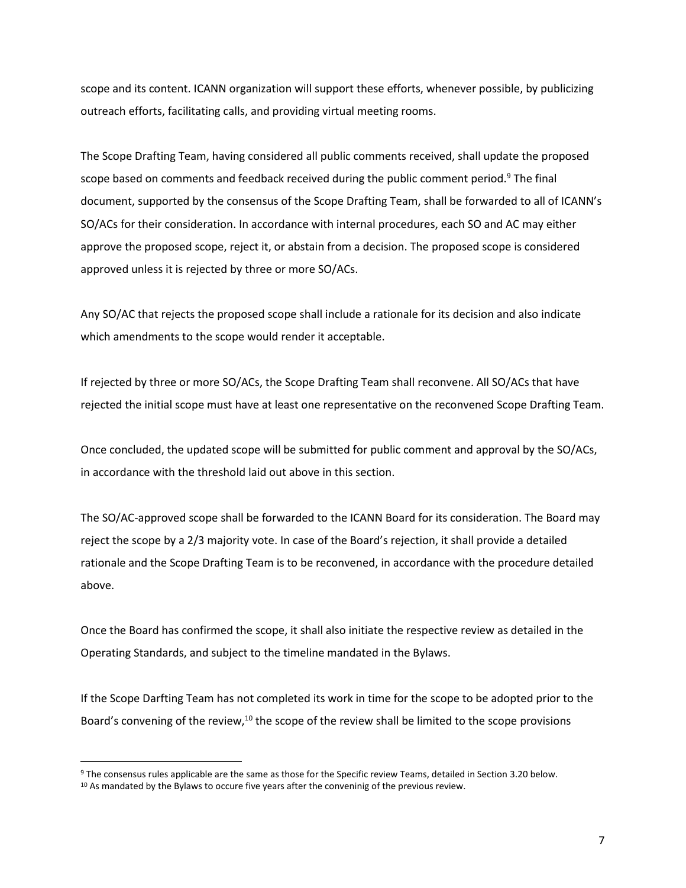scope and its content. ICANN organization will support these efforts, whenever possible, by publicizing outreach efforts, facilitating calls, and providing virtual meeting rooms.

The Scope Drafting Team, having considered all public comments received, shall update the proposed scope based on comments and feedback received during the public comment period.[9] The final document, supported by the consensus of the Scope Drafting Team, shall be forwarded to all of ICANN's SO/ACs for their consideration. In accordance with internal procedures, each SO and AC may either approve the proposed scope, reject it, or abstain from a decision. The proposed scope is considered approved unless it is rejected by three or more SO/ACs.

Any SO/AC that rejects the proposed scope shall include a rationale for its decision and also indicate which amendments to the scope would render it acceptable.

If rejected by three or more SO/ACs, the Scope Drafting Team shall reconvene. All SO/ACs that have rejected the initial scope must have at least one representative on the reconvened Scope Drafting Team.

Once concluded, the updated scope will be submitted for public comment and approval by the SO/ACs, in accordance with the threshold laid out above in this section.

The SO/AC-approved scope shall be forwarded to the ICANN Board for its consideration. The Board may reject the scope by a 2/3 majority vote. In case of the Board's rejection, it shall provide a detailed rationale and the Scope Drafting Team is to be reconvened, in accordance with the procedure detailed above.

Once the Board has confirmed the scope, it shall also initiate the respective review as detailed in the Operating Standards, and subject to the timeline mandated in the Bylaws.

If the Scope Darfting Team has not completed its work in time for the scope to be adopted prior to the Board's convening of the review,[10] the scope of the review shall be limited to the scope provisions

---

[9] The consensus rules applicable are the same as those for the Specific review Teams, detailed in Section 3.20 below.

[10] As mandated by the Bylaws to occure five years after the conveninig of the previous review.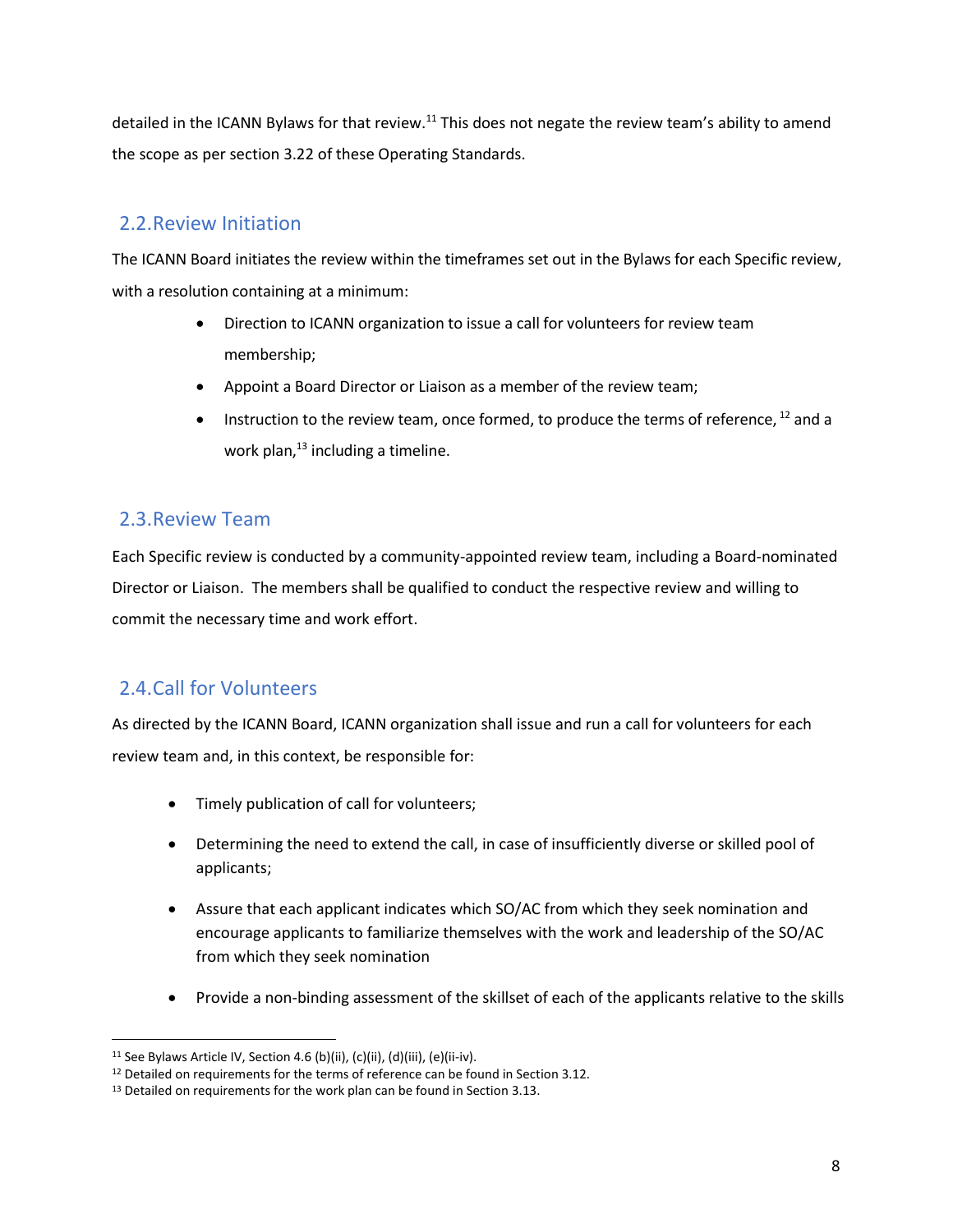detailed in the ICANN Bylaws for that review.[11] This does not negate the review team's ability to amend the scope as per section 3.22 of these Operating Standards.

## 2.2. Review Initiation

The ICANN Board initiates the review within the timeframes set out in the Bylaws for each Specific review, with a resolution containing at a minimum:

- Direction to ICANN organization to issue a call for volunteers for review team membership;
- Appoint a Board Director or Liaison as a member of the review team;
- Instruction to the review team, once formed, to produce the terms of reference, [12] and a work plan,[13] including a timeline.

## 2.3. Review Team

Each Specific review is conducted by a community-appointed review team, including a Board-nominated Director or Liaison. The members shall be qualified to conduct the respective review and willing to commit the necessary time and work effort.

## 2.4. Call for Volunteers

As directed by the ICANN Board, ICANN organization shall issue and run a call for volunteers for each review team and, in this context, be responsible for:

- Timely publication of call for volunteers;
- Determining the need to extend the call, in case of insufficiently diverse or skilled pool of applicants;
- Assure that each applicant indicates which SO/AC from which they seek nomination and encourage applicants to familiarize themselves with the work and leadership of the SO/AC from which they seek nomination
- Provide a non-binding assessment of the skillset of each of the applicants relative to the skills

---

[11] See Bylaws Article IV, Section 4.6 (b)(ii), (c)(ii), (d)(iii), (e)(ii-iv).

[12] Detailed on requirements for the terms of reference can be found in Section 3.12.

[13] Detailed on requirements for the work plan can be found in Section 3.13.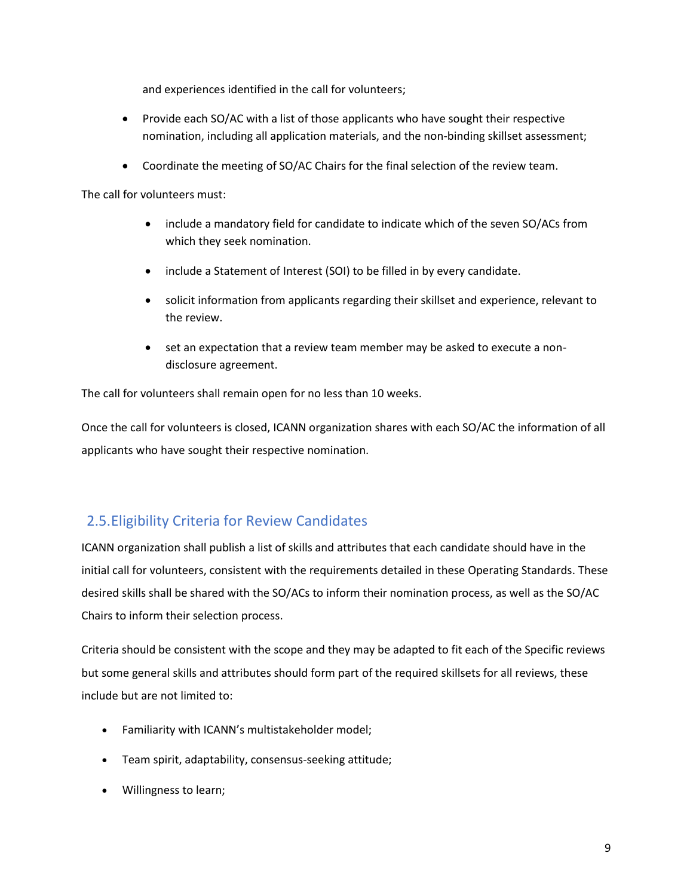and experiences identified in the call for volunteers;

- Provide each SO/AC with a list of those applicants who have sought their respective nomination, including all application materials, and the non-binding skillset assessment;
- Coordinate the meeting of SO/AC Chairs for the final selection of the review team.

The call for volunteers must:

- include a mandatory field for candidate to indicate which of the seven SO/ACs from which they seek nomination.
- include a Statement of Interest (SOI) to be filled in by every candidate.
- solicit information from applicants regarding their skillset and experience, relevant to the review.
- set an expectation that a review team member may be asked to execute a non-disclosure agreement.

The call for volunteers shall remain open for no less than 10 weeks.

Once the call for volunteers is closed, ICANN organization shares with each SO/AC the information of all applicants who have sought their respective nomination.

## 2.5. Eligibility Criteria for Review Candidates

ICANN organization shall publish a list of skills and attributes that each candidate should have in the initial call for volunteers, consistent with the requirements detailed in these Operating Standards. These desired skills shall be shared with the SO/ACs to inform their nomination process, as well as the SO/AC Chairs to inform their selection process.

Criteria should be consistent with the scope and they may be adapted to fit each of the Specific reviews but some general skills and attributes should form part of the required skillsets for all reviews, these include but are not limited to:

- Familiarity with ICANN's multistakeholder model;
- Team spirit, adaptability, consensus-seeking attitude;
- Willingness to learn;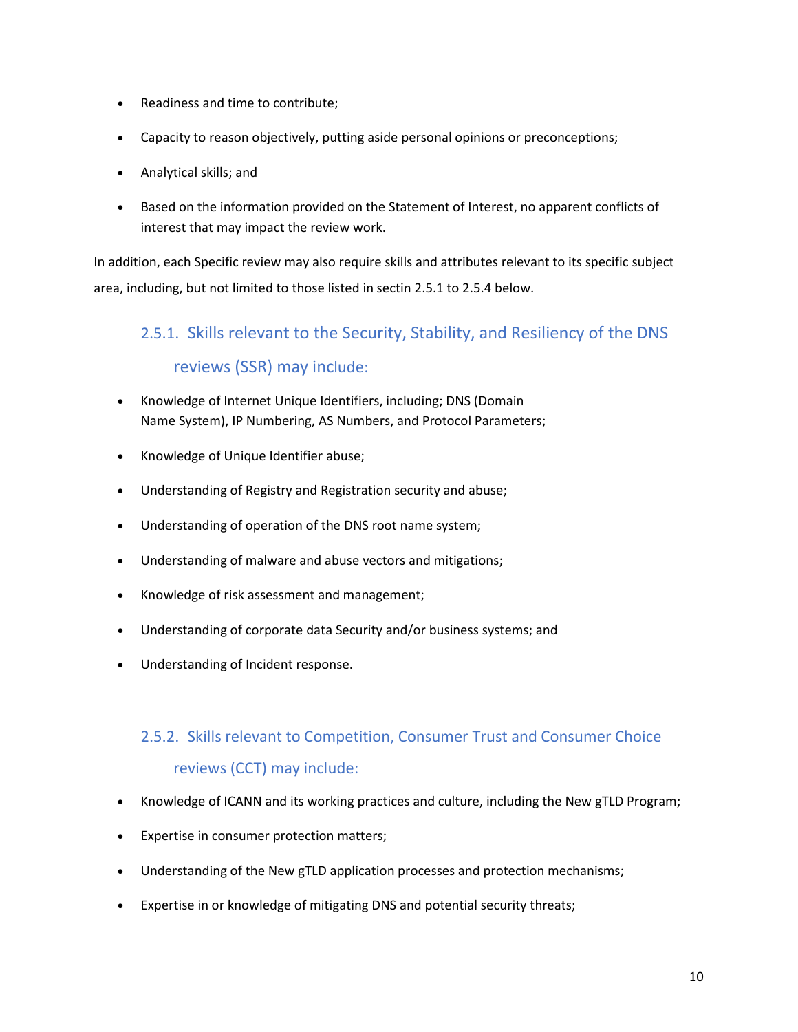- Readiness and time to contribute;
- Capacity to reason objectively, putting aside personal opinions or preconceptions;
- Analytical skills; and
- Based on the information provided on the Statement of Interest, no apparent conflicts of interest that may impact the review work.

In addition, each Specific review may also require skills and attributes relevant to its specific subject area, including, but not limited to those listed in sectin 2.5.1 to 2.5.4 below.

### 2.5.1. Skills relevant to the Security, Stability, and Resiliency of the DNS reviews (SSR) may include:

- Knowledge of Internet Unique Identifiers, including; DNS (Domain Name System), IP Numbering, AS Numbers, and Protocol Parameters;
- Knowledge of Unique Identifier abuse;
- Understanding of Registry and Registration security and abuse;
- Understanding of operation of the DNS root name system;
- Understanding of malware and abuse vectors and mitigations;
- Knowledge of risk assessment and management;
- Understanding of corporate data Security and/or business systems; and
- Understanding of Incident response.

### 2.5.2. Skills relevant to Competition, Consumer Trust and Consumer Choice reviews (CCT) may include:

- Knowledge of ICANN and its working practices and culture, including the New gTLD Program;
- Expertise in consumer protection matters;
- Understanding of the New gTLD application processes and protection mechanisms;
- Expertise in or knowledge of mitigating DNS and potential security threats;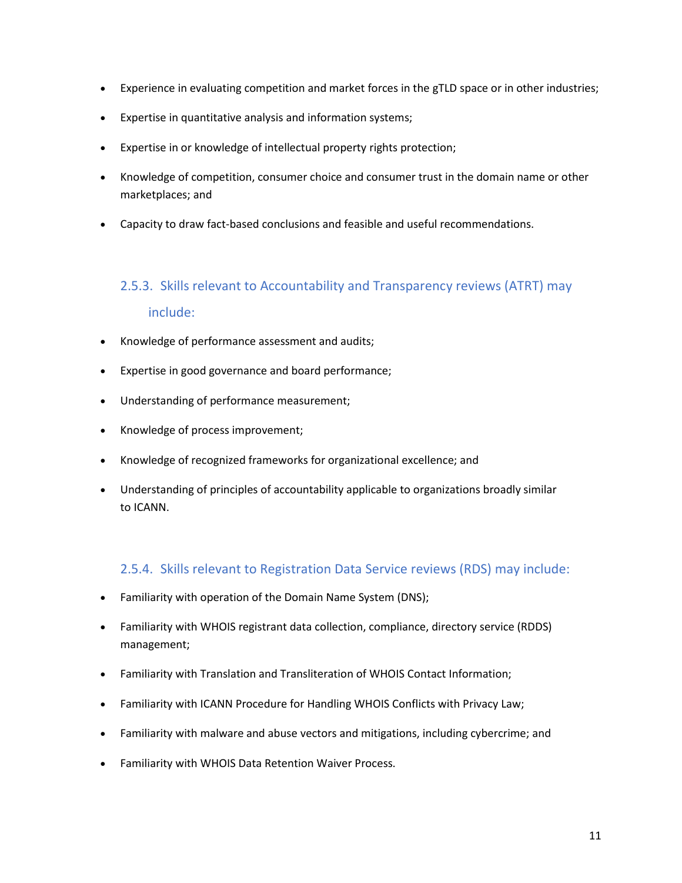- Experience in evaluating competition and market forces in the gTLD space or in other industries;
- Expertise in quantitative analysis and information systems;
- Expertise in or knowledge of intellectual property rights protection;
- Knowledge of competition, consumer choice and consumer trust in the domain name or other marketplaces; and
- Capacity to draw fact-based conclusions and feasible and useful recommendations.

### 2.5.3. Skills relevant to Accountability and Transparency reviews (ATRT) may include:

- Knowledge of performance assessment and audits;
- Expertise in good governance and board performance;
- Understanding of performance measurement;
- Knowledge of process improvement;
- Knowledge of recognized frameworks for organizational excellence; and
- Understanding of principles of accountability applicable to organizations broadly similar to ICANN.

### 2.5.4. Skills relevant to Registration Data Service reviews (RDS) may include:

- Familiarity with operation of the Domain Name System (DNS);
- Familiarity with WHOIS registrant data collection, compliance, directory service (RDDS) management;
- Familiarity with Translation and Transliteration of WHOIS Contact Information;
- Familiarity with ICANN Procedure for Handling WHOIS Conflicts with Privacy Law;
- Familiarity with malware and abuse vectors and mitigations, including cybercrime; and
- Familiarity with WHOIS Data Retention Waiver Process.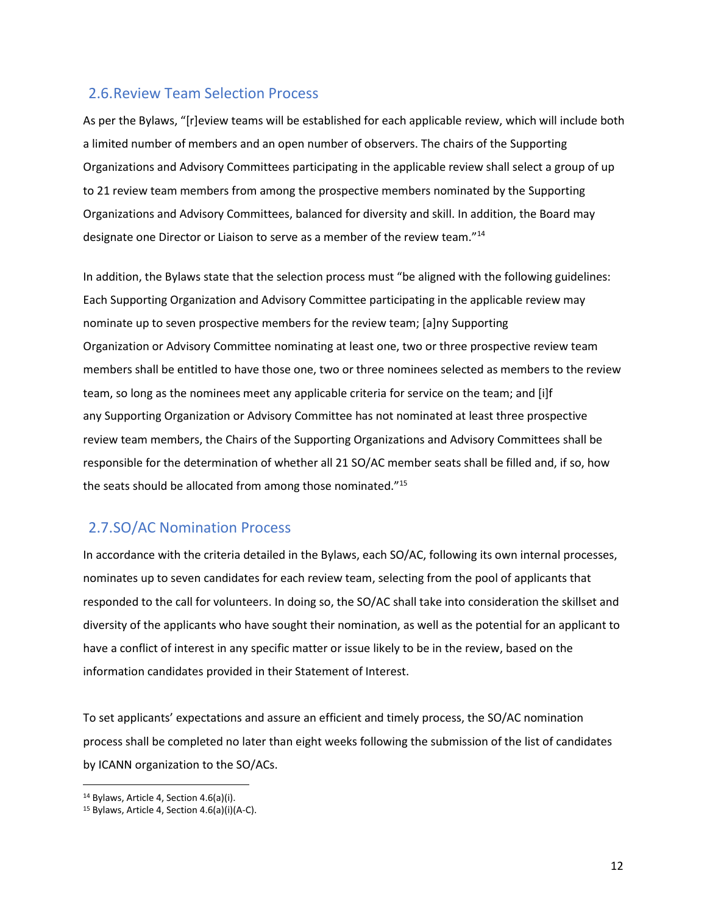## 2.6. Review Team Selection Process

As per the Bylaws, "[r]eview teams will be established for each applicable review, which will include both a limited number of members and an open number of observers. The chairs of the Supporting Organizations and Advisory Committees participating in the applicable review shall select a group of up to 21 review team members from among the prospective members nominated by the Supporting Organizations and Advisory Committees, balanced for diversity and skill. In addition, the Board may designate one Director or Liaison to serve as a member of the review team."[14]

In addition, the Bylaws state that the selection process must "be aligned with the following guidelines: Each Supporting Organization and Advisory Committee participating in the applicable review may nominate up to seven prospective members for the review team; [a]ny Supporting Organization or Advisory Committee nominating at least one, two or three prospective review team members shall be entitled to have those one, two or three nominees selected as members to the review team, so long as the nominees meet any applicable criteria for service on the team; and [i]f any Supporting Organization or Advisory Committee has not nominated at least three prospective review team members, the Chairs of the Supporting Organizations and Advisory Committees shall be responsible for the determination of whether all 21 SO/AC member seats shall be filled and, if so, how the seats should be allocated from among those nominated."[15]

## 2.7. SO/AC Nomination Process

In accordance with the criteria detailed in the Bylaws, each SO/AC, following its own internal processes, nominates up to seven candidates for each review team, selecting from the pool of applicants that responded to the call for volunteers. In doing so, the SO/AC shall take into consideration the skillset and diversity of the applicants who have sought their nomination, as well as the potential for an applicant to have a conflict of interest in any specific matter or issue likely to be in the review, based on the information candidates provided in their Statement of Interest.

To set applicants' expectations and assure an efficient and timely process, the SO/AC nomination process shall be completed no later than eight weeks following the submission of the list of candidates by ICANN organization to the SO/ACs.

[14] Bylaws, Article 4, Section 4.6(a)(i).

[15] Bylaws, Article 4, Section 4.6(a)(i)(A-C).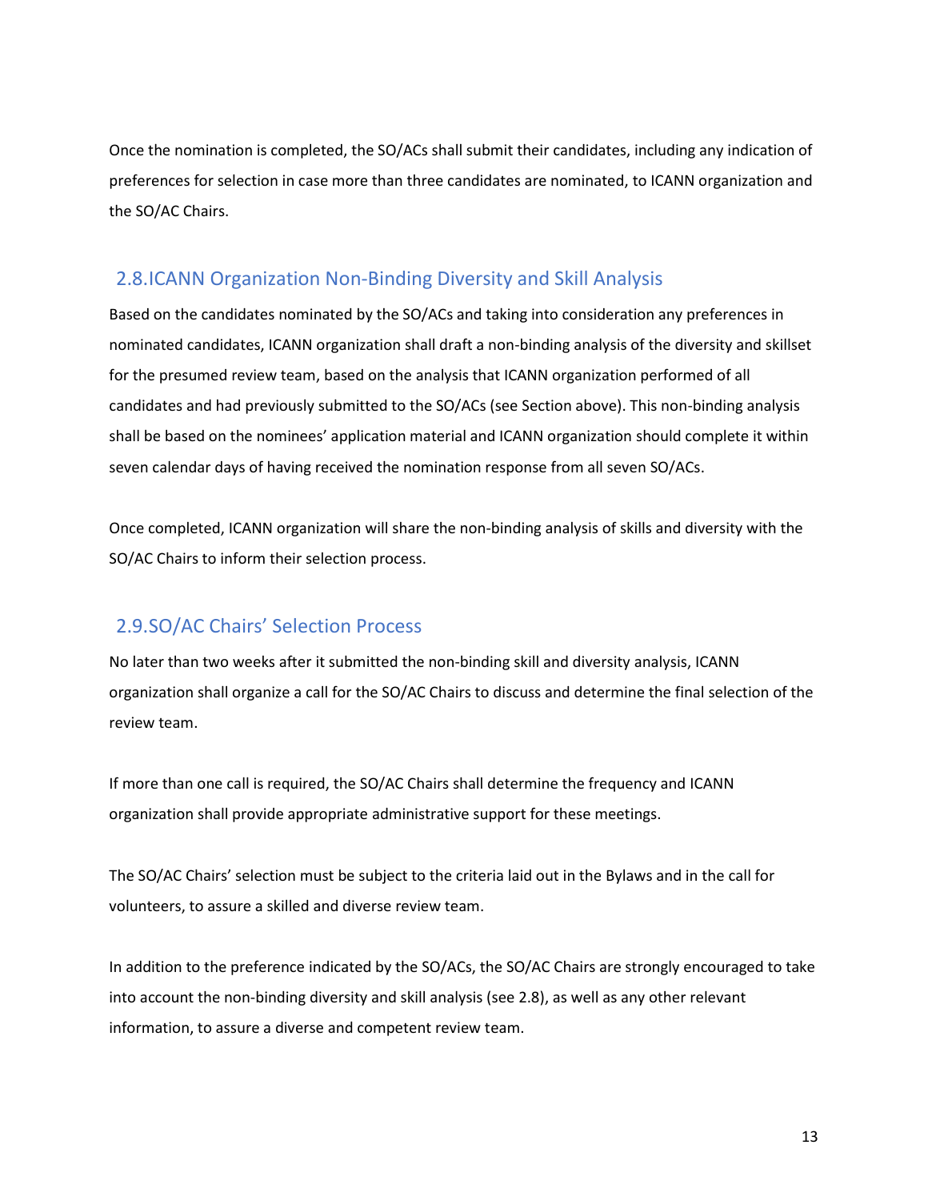Once the nomination is completed, the SO/ACs shall submit their candidates, including any indication of preferences for selection in case more than three candidates are nominated, to ICANN organization and the SO/AC Chairs.

## 2.8. ICANN Organization Non-Binding Diversity and Skill Analysis

Based on the candidates nominated by the SO/ACs and taking into consideration any preferences in nominated candidates, ICANN organization shall draft a non-binding analysis of the diversity and skillset for the presumed review team, based on the analysis that ICANN organization performed of all candidates and had previously submitted to the SO/ACs (see Section above). This non-binding analysis shall be based on the nominees' application material and ICANN organization should complete it within seven calendar days of having received the nomination response from all seven SO/ACs.

Once completed, ICANN organization will share the non-binding analysis of skills and diversity with the SO/AC Chairs to inform their selection process.

## 2.9. SO/AC Chairs' Selection Process

No later than two weeks after it submitted the non-binding skill and diversity analysis, ICANN organization shall organize a call for the SO/AC Chairs to discuss and determine the final selection of the review team.

If more than one call is required, the SO/AC Chairs shall determine the frequency and ICANN organization shall provide appropriate administrative support for these meetings.

The SO/AC Chairs' selection must be subject to the criteria laid out in the Bylaws and in the call for volunteers, to assure a skilled and diverse review team.

In addition to the preference indicated by the SO/ACs, the SO/AC Chairs are strongly encouraged to take into account the non-binding diversity and skill analysis (see 2.8), as well as any other relevant information, to assure a diverse and competent review team.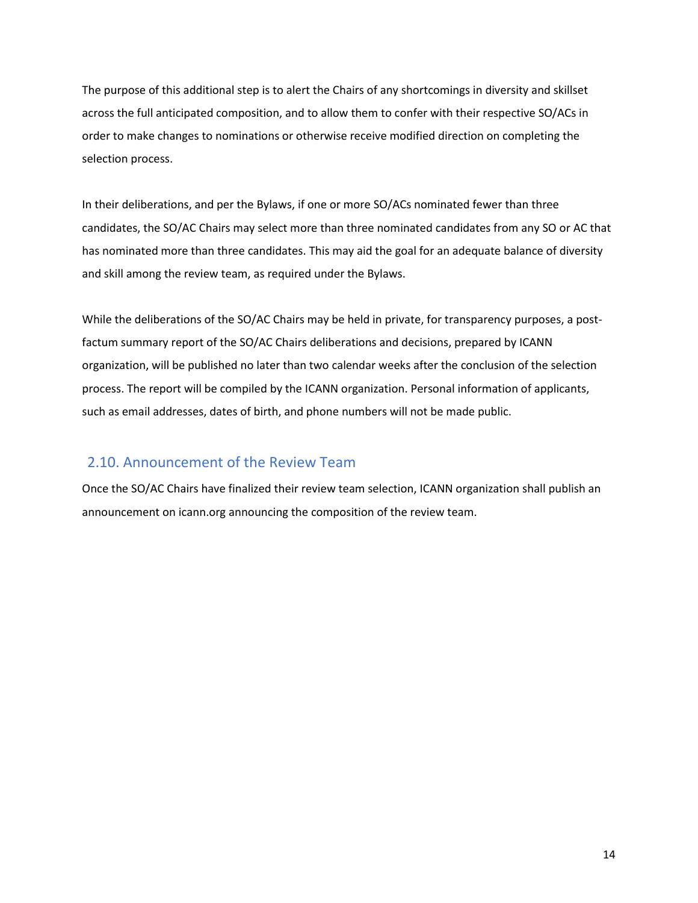The purpose of this additional step is to alert the Chairs of any shortcomings in diversity and skillset across the full anticipated composition, and to allow them to confer with their respective SO/ACs in order to make changes to nominations or otherwise receive modified direction on completing the selection process.

In their deliberations, and per the Bylaws, if one or more SO/ACs nominated fewer than three candidates, the SO/AC Chairs may select more than three nominated candidates from any SO or AC that has nominated more than three candidates. This may aid the goal for an adequate balance of diversity and skill among the review team, as required under the Bylaws.

While the deliberations of the SO/AC Chairs may be held in private, for transparency purposes, a post-factum summary report of the SO/AC Chairs deliberations and decisions, prepared by ICANN organization, will be published no later than two calendar weeks after the conclusion of the selection process. The report will be compiled by the ICANN organization. Personal information of applicants, such as email addresses, dates of birth, and phone numbers will not be made public.

## 2.10. Announcement of the Review Team

Once the SO/AC Chairs have finalized their review team selection, ICANN organization shall publish an announcement on icann.org announcing the composition of the review team.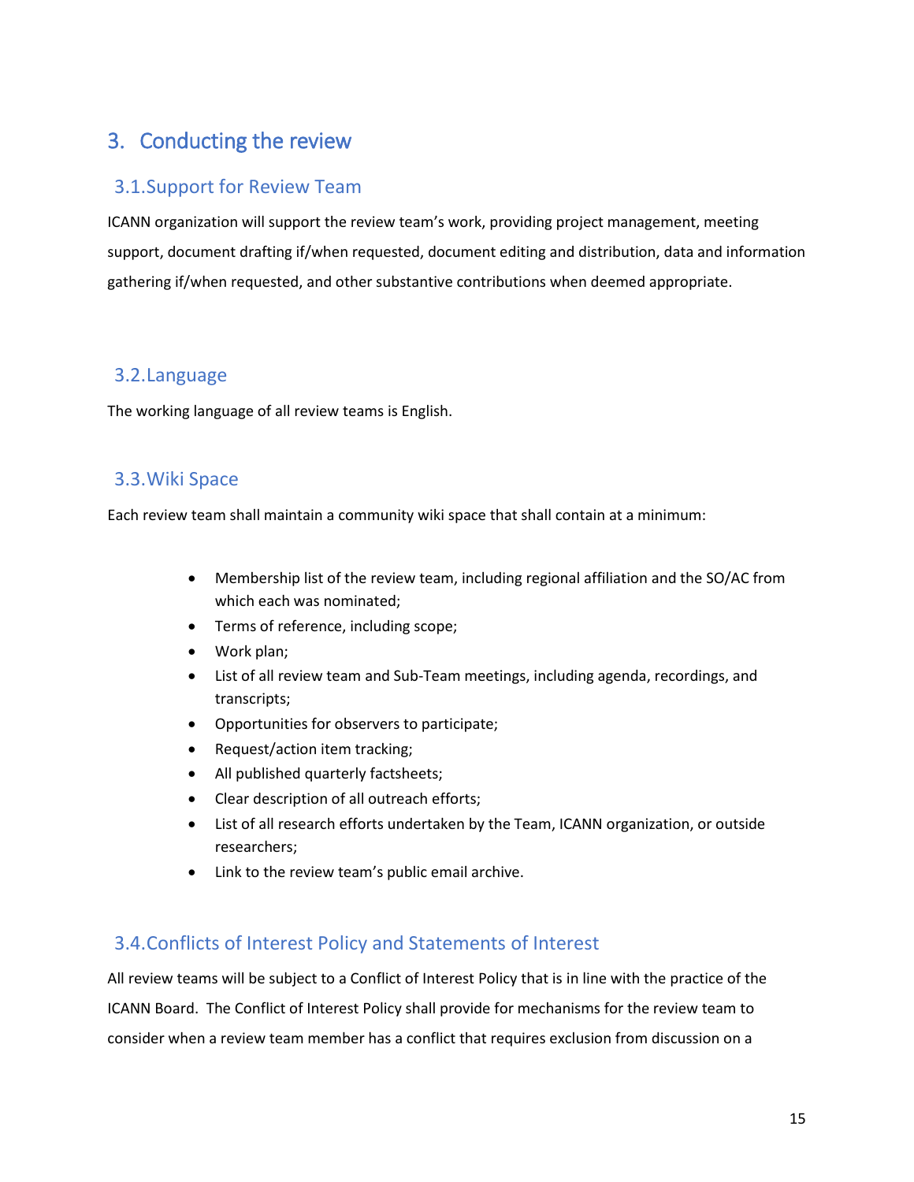# 3. Conducting the review

## 3.1. Support for Review Team

ICANN organization will support the review team's work, providing project management, meeting support, document drafting if/when requested, document editing and distribution, data and information gathering if/when requested, and other substantive contributions when deemed appropriate.

## 3.2. Language

The working language of all review teams is English.

## 3.3. Wiki Space

Each review team shall maintain a community wiki space that shall contain at a minimum:

- Membership list of the review team, including regional affiliation and the SO/AC from which each was nominated;
- Terms of reference, including scope;
- Work plan;
- List of all review team and Sub-Team meetings, including agenda, recordings, and transcripts;
- Opportunities for observers to participate;
- Request/action item tracking;
- All published quarterly factsheets;
- Clear description of all outreach efforts;
- List of all research efforts undertaken by the Team, ICANN organization, or outside researchers;
- Link to the review team's public email archive.

## 3.4. Conflicts of Interest Policy and Statements of Interest

All review teams will be subject to a Conflict of Interest Policy that is in line with the practice of the ICANN Board. The Conflict of Interest Policy shall provide for mechanisms for the review team to consider when a review team member has a conflict that requires exclusion from discussion on a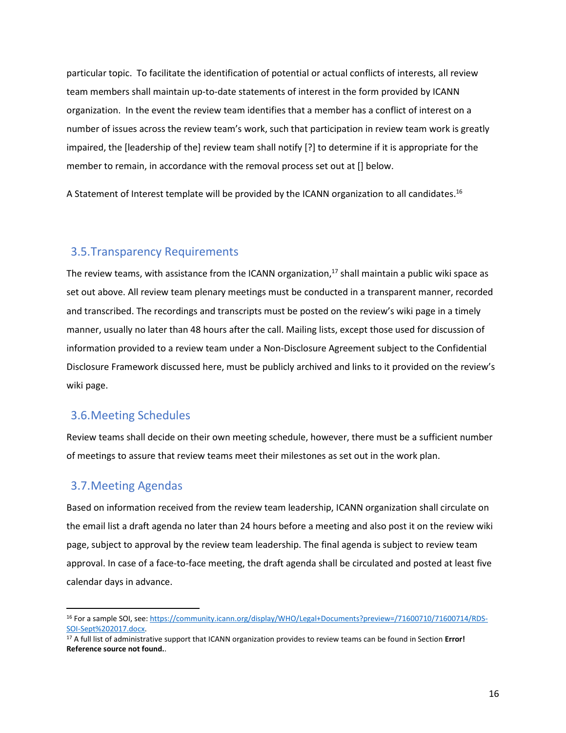particular topic. To facilitate the identification of potential or actual conflicts of interests, all review team members shall maintain up-to-date statements of interest in the form provided by ICANN organization. In the event the review team identifies that a member has a conflict of interest on a number of issues across the review team's work, such that participation in review team work is greatly impaired, the [leadership of the] review team shall notify [?] to determine if it is appropriate for the member to remain, in accordance with the removal process set out at [] below.

A Statement of Interest template will be provided by the ICANN organization to all candidates.[16]

## 3.5. Transparency Requirements

The review teams, with assistance from the ICANN organization,[17] shall maintain a public wiki space as set out above. All review team plenary meetings must be conducted in a transparent manner, recorded and transcribed. The recordings and transcripts must be posted on the review's wiki page in a timely manner, usually no later than 48 hours after the call. Mailing lists, except those used for discussion of information provided to a review team under a Non-Disclosure Agreement subject to the Confidential Disclosure Framework discussed here, must be publicly archived and links to it provided on the review's wiki page.

## 3.6. Meeting Schedules

Review teams shall decide on their own meeting schedule, however, there must be a sufficient number of meetings to assure that review teams meet their milestones as set out in the work plan.

## 3.7. Meeting Agendas

Based on information received from the review team leadership, ICANN organization shall circulate on the email list a draft agenda no later than 24 hours before a meeting and also post it on the review wiki page, subject to approval by the review team leadership. The final agenda is subject to review team approval. In case of a face-to-face meeting, the draft agenda shall be circulated and posted at least five calendar days in advance.

---

[16] For a sample SOI, see: https://community.icann.org/display/WHO/Legal+Documents?preview=/71600710/71600714/RDS-SOI-Sept%202017.docx.

[17] A full list of administrative support that ICANN organization provides to review teams can be found in Section **Error! Reference source not found.**.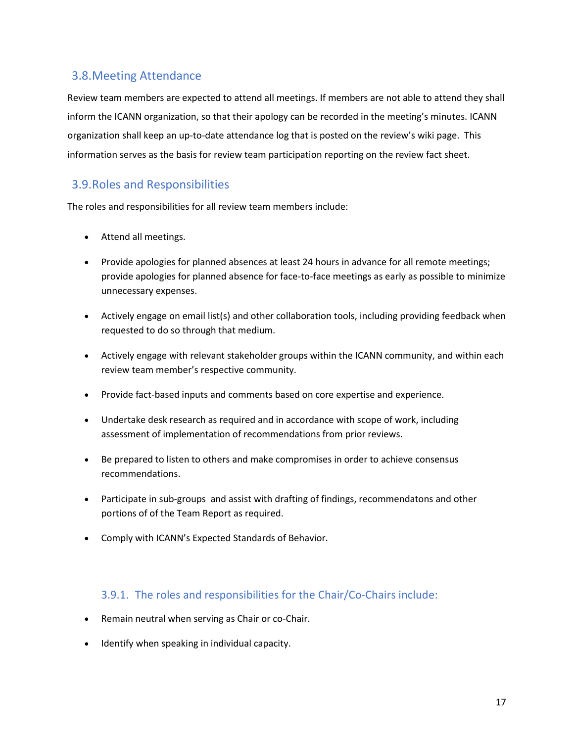## 3.8. Meeting Attendance

Review team members are expected to attend all meetings. If members are not able to attend they shall inform the ICANN organization, so that their apology can be recorded in the meeting's minutes. ICANN organization shall keep an up-to-date attendance log that is posted on the review's wiki page. This information serves as the basis for review team participation reporting on the review fact sheet.

## 3.9. Roles and Responsibilities

The roles and responsibilities for all review team members include:

- Attend all meetings.
- Provide apologies for planned absences at least 24 hours in advance for all remote meetings; provide apologies for planned absence for face-to-face meetings as early as possible to minimize unnecessary expenses.
- Actively engage on email list(s) and other collaboration tools, including providing feedback when requested to do so through that medium.
- Actively engage with relevant stakeholder groups within the ICANN community, and within each review team member's respective community.
- Provide fact-based inputs and comments based on core expertise and experience.
- Undertake desk research as required and in accordance with scope of work, including assessment of implementation of recommendations from prior reviews.
- Be prepared to listen to others and make compromises in order to achieve consensus recommendations.
- Participate in sub-groups and assist with drafting of findings, recommendatons and other portions of of the Team Report as required.
- Comply with ICANN's Expected Standards of Behavior.

### 3.9.1. The roles and responsibilities for the Chair/Co-Chairs include:

- Remain neutral when serving as Chair or co-Chair.
- Identify when speaking in individual capacity.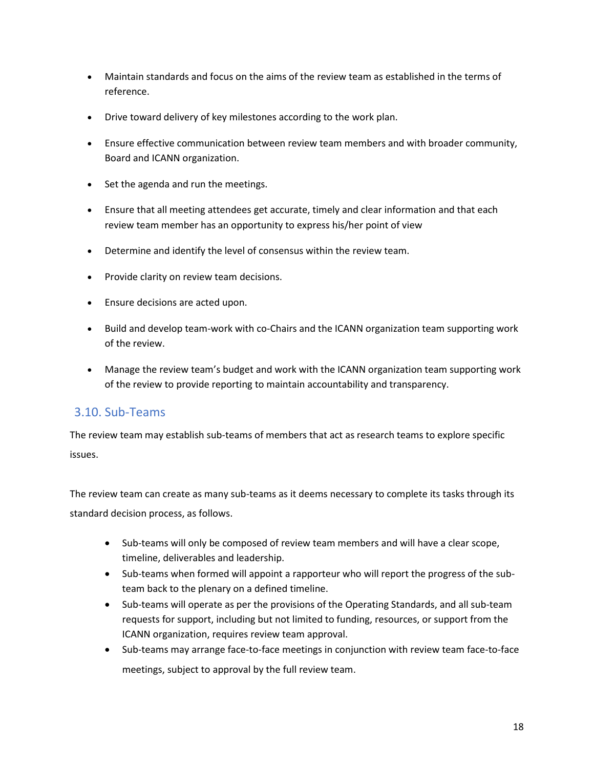- Maintain standards and focus on the aims of the review team as established in the terms of reference.
- Drive toward delivery of key milestones according to the work plan.
- Ensure effective communication between review team members and with broader community, Board and ICANN organization.
- Set the agenda and run the meetings.
- Ensure that all meeting attendees get accurate, timely and clear information and that each review team member has an opportunity to express his/her point of view
- Determine and identify the level of consensus within the review team.
- Provide clarity on review team decisions.
- Ensure decisions are acted upon.
- Build and develop team-work with co-Chairs and the ICANN organization team supporting work of the review.
- Manage the review team's budget and work with the ICANN organization team supporting work of the review to provide reporting to maintain accountability and transparency.

## 3.10. Sub-Teams

The review team may establish sub-teams of members that act as research teams to explore specific issues.

The review team can create as many sub-teams as it deems necessary to complete its tasks through its standard decision process, as follows.

- Sub-teams will only be composed of review team members and will have a clear scope, timeline, deliverables and leadership.
- Sub-teams when formed will appoint a rapporteur who will report the progress of the sub-team back to the plenary on a defined timeline.
- Sub-teams will operate as per the provisions of the Operating Standards, and all sub-team requests for support, including but not limited to funding, resources, or support from the ICANN organization, requires review team approval.
- Sub-teams may arrange face-to-face meetings in conjunction with review team face-to-face meetings, subject to approval by the full review team.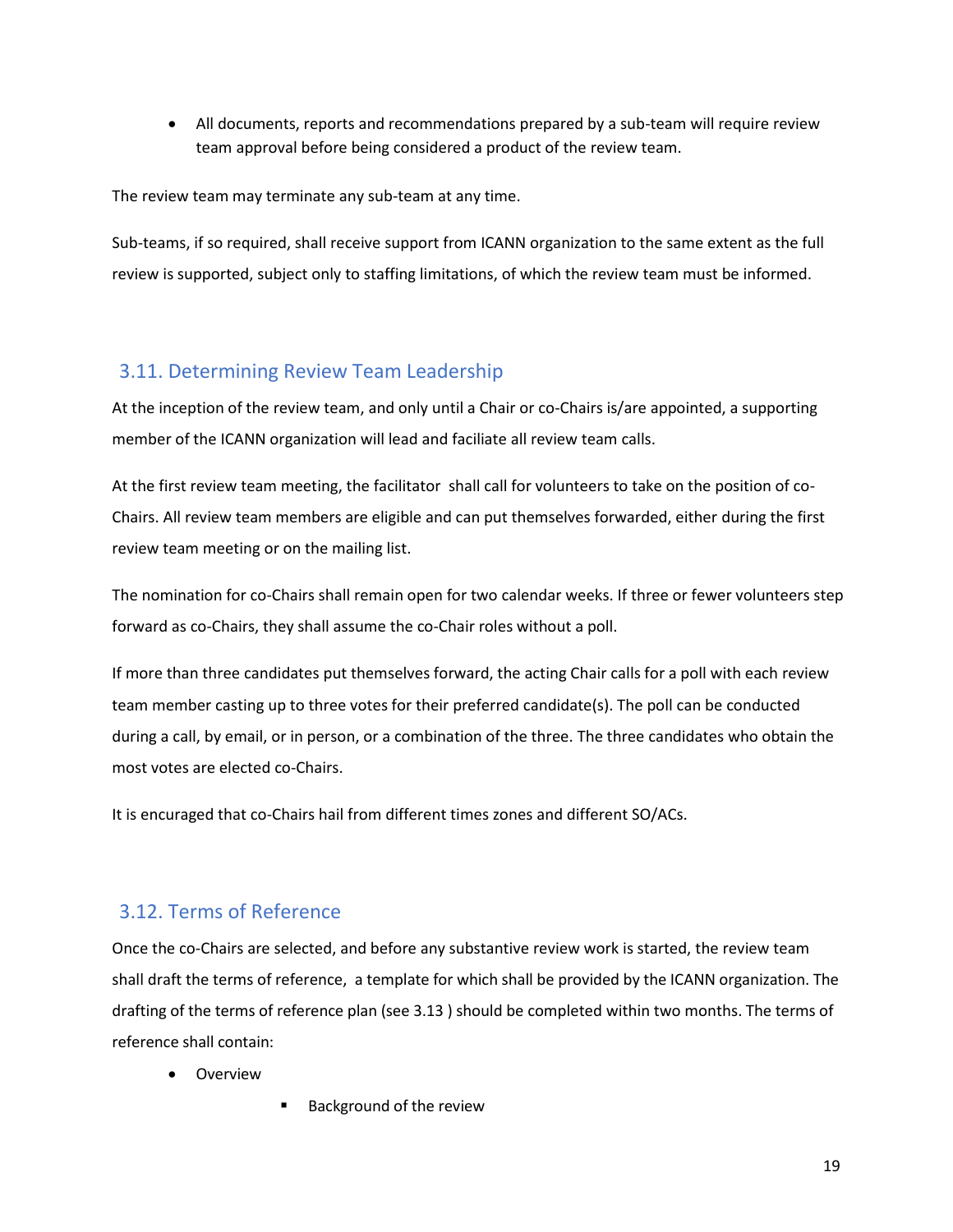- All documents, reports and recommendations prepared by a sub-team will require review team approval before being considered a product of the review team.

The review team may terminate any sub-team at any time.

Sub-teams, if so required, shall receive support from ICANN organization to the same extent as the full review is supported, subject only to staffing limitations, of which the review team must be informed.

## 3.11. Determining Review Team Leadership

At the inception of the review team, and only until a Chair or co-Chairs is/are appointed, a supporting member of the ICANN organization will lead and faciliate all review team calls.

At the first review team meeting, the facilitator  shall call for volunteers to take on the position of co-Chairs. All review team members are eligible and can put themselves forwarded, either during the first review team meeting or on the mailing list.

The nomination for co-Chairs shall remain open for two calendar weeks. If three or fewer volunteers step forward as co-Chairs, they shall assume the co-Chair roles without a poll.

If more than three candidates put themselves forward, the acting Chair calls for a poll with each review team member casting up to three votes for their preferred candidate(s). The poll can be conducted during a call, by email, or in person, or a combination of the three. The three candidates who obtain the most votes are elected co-Chairs.

It is encuraged that co-Chairs hail from different times zones and different SO/ACs.

## 3.12. Terms of Reference

Once the co-Chairs are selected, and before any substantive review work is started, the review team shall draft the terms of reference,  a template for which shall be provided by the ICANN organization. The drafting of the terms of reference plan (see 3.13 ) should be completed within two months. The terms of reference shall contain:

- Overview
    - Background of the review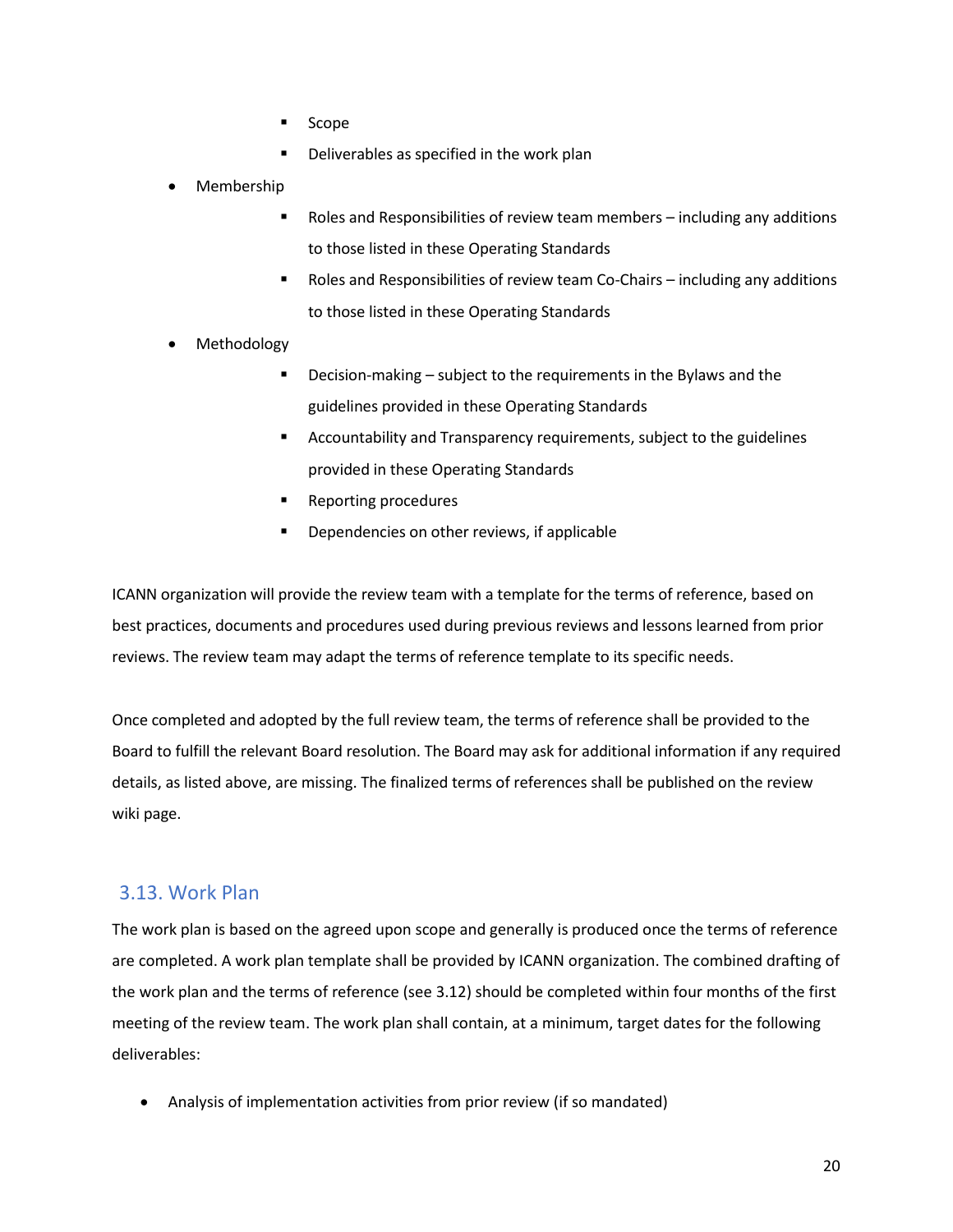- Scope
    - Deliverables as specified in the work plan
- Membership
    - Roles and Responsibilities of review team members – including any additions to those listed in these Operating Standards
    - Roles and Responsibilities of review team Co-Chairs – including any additions to those listed in these Operating Standards
- Methodology
    - Decision-making – subject to the requirements in the Bylaws and the guidelines provided in these Operating Standards
    - Accountability and Transparency requirements, subject to the guidelines provided in these Operating Standards
    - Reporting procedures
    - Dependencies on other reviews, if applicable

ICANN organization will provide the review team with a template for the terms of reference, based on best practices, documents and procedures used during previous reviews and lessons learned from prior reviews. The review team may adapt the terms of reference template to its specific needs.

Once completed and adopted by the full review team, the terms of reference shall be provided to the Board to fulfill the relevant Board resolution. The Board may ask for additional information if any required details, as listed above, are missing. The finalized terms of references shall be published on the review wiki page.

## 3.13. Work Plan

The work plan is based on the agreed upon scope and generally is produced once the terms of reference are completed. A work plan template shall be provided by ICANN organization. The combined drafting of the work plan and the terms of reference (see 3.12) should be completed within four months of the first meeting of the review team. The work plan shall contain, at a minimum, target dates for the following deliverables:

- Analysis of implementation activities from prior review (if so mandated)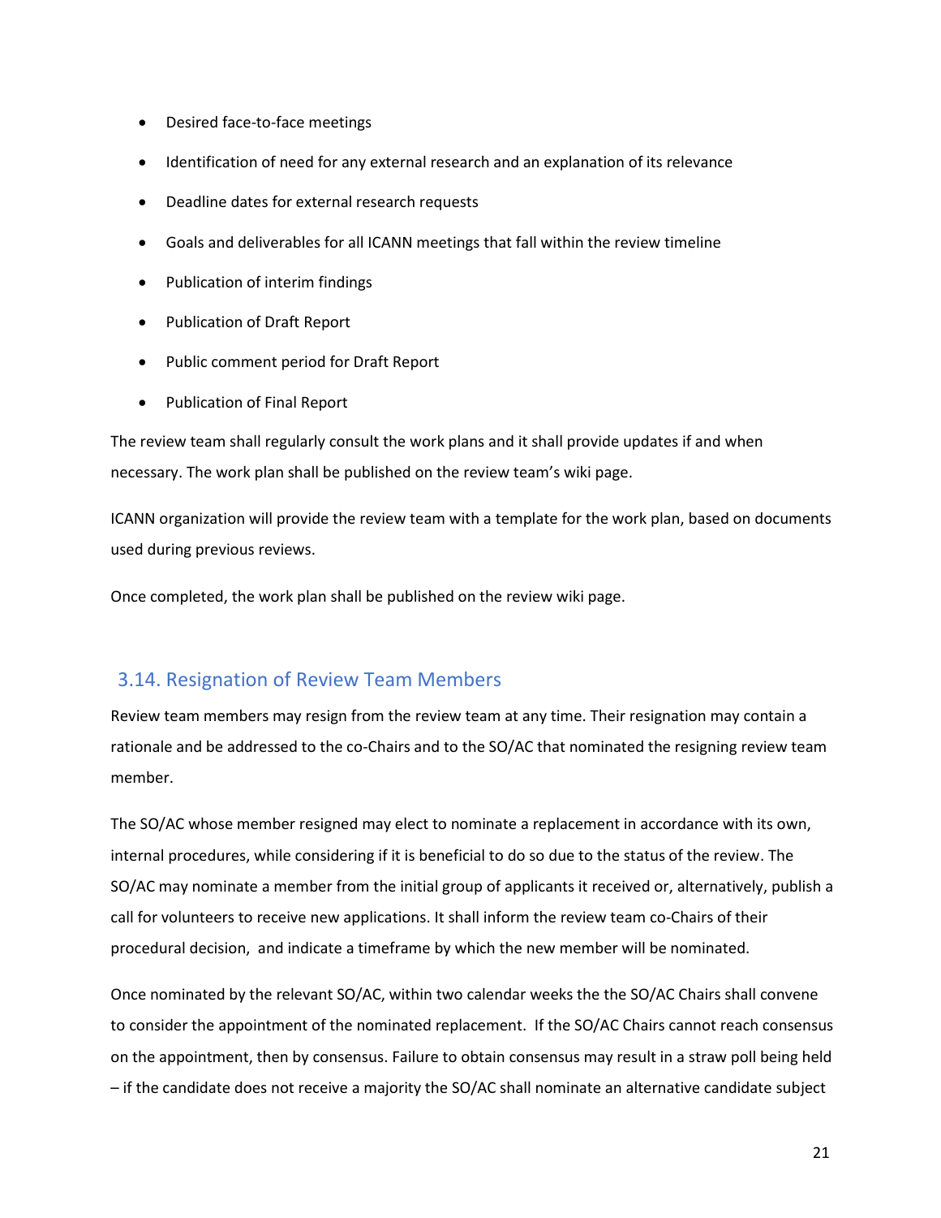- Desired face-to-face meetings
- Identification of need for any external research and an explanation of its relevance
- Deadline dates for external research requests
- Goals and deliverables for all ICANN meetings that fall within the review timeline
- Publication of interim findings
- Publication of Draft Report
- Public comment period for Draft Report
- Publication of Final Report

The review team shall regularly consult the work plans and it shall provide updates if and when necessary. The work plan shall be published on the review team's wiki page.

ICANN organization will provide the review team with a template for the work plan, based on documents used during previous reviews.

Once completed, the work plan shall be published on the review wiki page.

## 3.14. Resignation of Review Team Members

Review team members may resign from the review team at any time. Their resignation may contain a rationale and be addressed to the co-Chairs and to the SO/AC that nominated the resigning review team member.

The SO/AC whose member resigned may elect to nominate a replacement in accordance with its own, internal procedures, while considering if it is beneficial to do so due to the status of the review. The SO/AC may nominate a member from the initial group of applicants it received or, alternatively, publish a call for volunteers to receive new applications. It shall inform the review team co-Chairs of their procedural decision,  and indicate a timeframe by which the new member will be nominated.

Once nominated by the relevant SO/AC, within two calendar weeks the the SO/AC Chairs shall convene to consider the appointment of the nominated replacement.  If the SO/AC Chairs cannot reach consensus on the appointment, then by consensus. Failure to obtain consensus may result in a straw poll being held – if the candidate does not receive a majority the SO/AC shall nominate an alternative candidate subject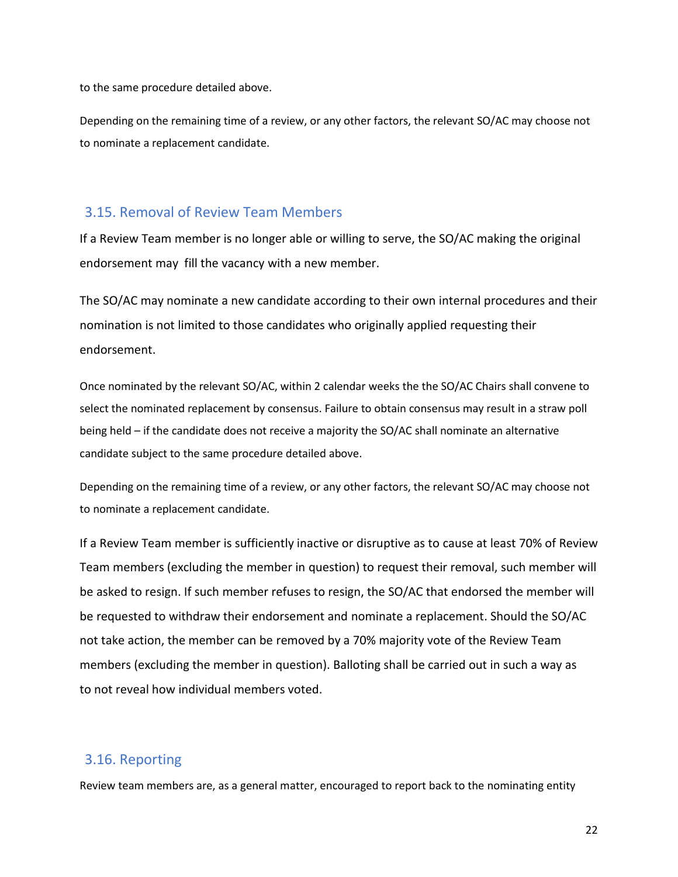to the same procedure detailed above.

Depending on the remaining time of a review, or any other factors, the relevant SO/AC may choose not to nominate a replacement candidate.

## 3.15. Removal of Review Team Members

If a Review Team member is no longer able or willing to serve, the SO/AC making the original endorsement may  fill the vacancy with a new member.

The SO/AC may nominate a new candidate according to their own internal procedures and their nomination is not limited to those candidates who originally applied requesting their endorsement.

Once nominated by the relevant SO/AC, within 2 calendar weeks the the SO/AC Chairs shall convene to select the nominated replacement by consensus. Failure to obtain consensus may result in a straw poll being held – if the candidate does not receive a majority the SO/AC shall nominate an alternative candidate subject to the same procedure detailed above.

Depending on the remaining time of a review, or any other factors, the relevant SO/AC may choose not to nominate a replacement candidate.

If a Review Team member is sufficiently inactive or disruptive as to cause at least 70% of Review Team members (excluding the member in question) to request their removal, such member will be asked to resign. If such member refuses to resign, the SO/AC that endorsed the member will be requested to withdraw their endorsement and nominate a replacement. Should the SO/AC not take action, the member can be removed by a 70% majority vote of the Review Team members (excluding the member in question). Balloting shall be carried out in such a way as to not reveal how individual members voted.

## 3.16. Reporting

Review team members are, as a general matter, encouraged to report back to the nominating entity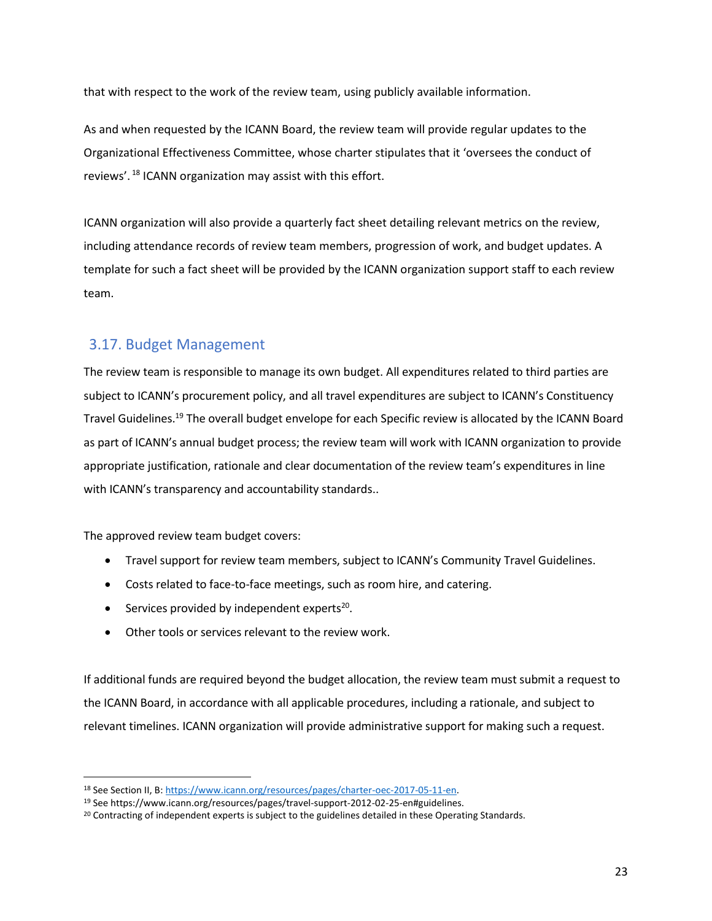that with respect to the work of the review team, using publicly available information.

As and when requested by the ICANN Board, the review team will provide regular updates to the Organizational Effectiveness Committee, whose charter stipulates that it 'oversees the conduct of reviews'. [18] ICANN organization may assist with this effort.

ICANN organization will also provide a quarterly fact sheet detailing relevant metrics on the review, including attendance records of review team members, progression of work, and budget updates. A template for such a fact sheet will be provided by the ICANN organization support staff to each review team.

## 3.17. Budget Management

The review team is responsible to manage its own budget. All expenditures related to third parties are subject to ICANN's procurement policy, and all travel expenditures are subject to ICANN's Constituency Travel Guidelines.[19] The overall budget envelope for each Specific review is allocated by the ICANN Board as part of ICANN's annual budget process; the review team will work with ICANN organization to provide appropriate justification, rationale and clear documentation of the review team's expenditures in line with ICANN's transparency and accountability standards..

The approved review team budget covers:

- Travel support for review team members, subject to ICANN's Community Travel Guidelines.
- Costs related to face-to-face meetings, such as room hire, and catering.
- Services provided by independent experts[20].
- Other tools or services relevant to the review work.

If additional funds are required beyond the budget allocation, the review team must submit a request to the ICANN Board, in accordance with all applicable procedures, including a rationale, and subject to relevant timelines. ICANN organization will provide administrative support for making such a request.

---

[18] See Section II, B: https://www.icann.org/resources/pages/charter-oec-2017-05-11-en.

[19] See https://www.icann.org/resources/pages/travel-support-2012-02-25-en#guidelines.

[20] Contracting of independent experts is subject to the guidelines detailed in these Operating Standards.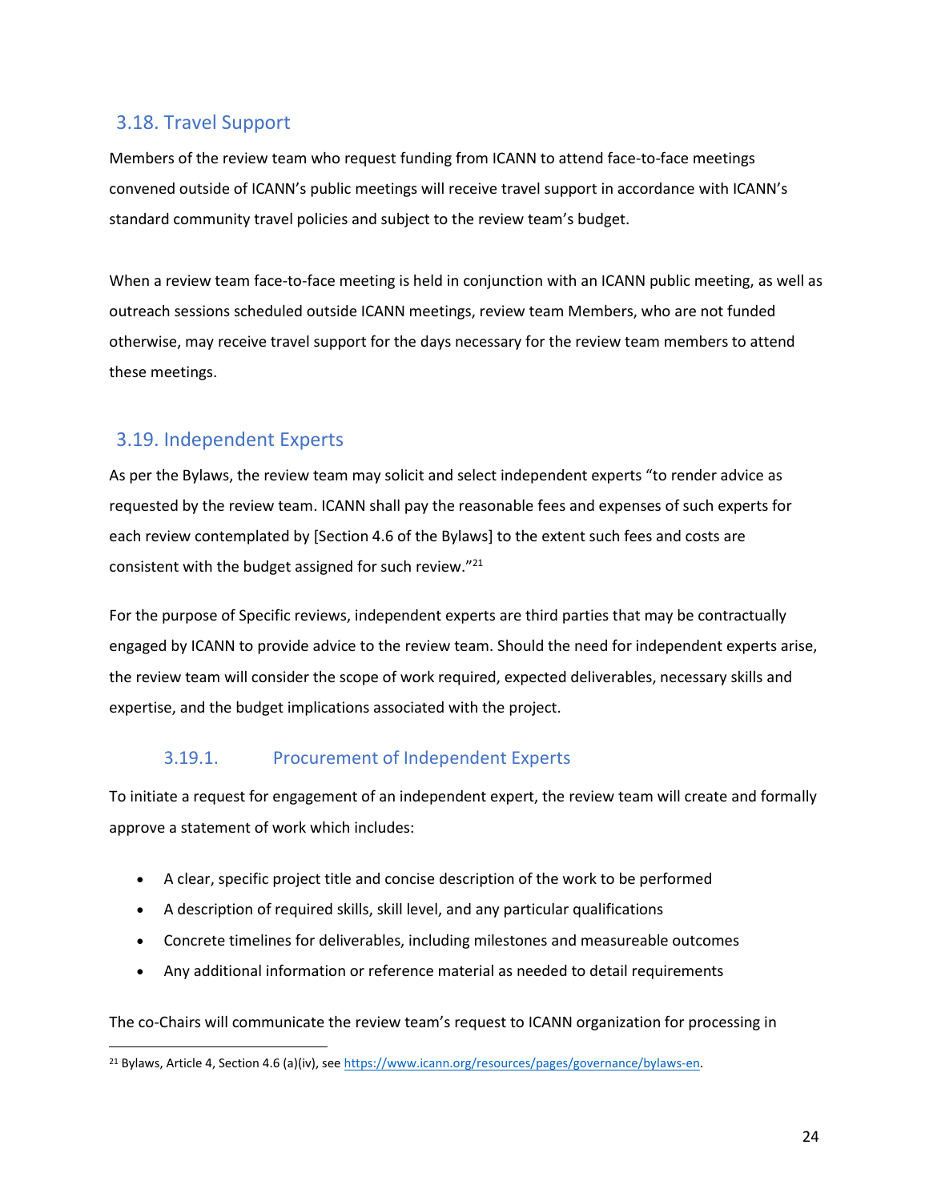## 3.18. Travel Support

Members of the review team who request funding from ICANN to attend face-to-face meetings convened outside of ICANN's public meetings will receive travel support in accordance with ICANN's standard community travel policies and subject to the review team's budget.

When a review team face-to-face meeting is held in conjunction with an ICANN public meeting, as well as outreach sessions scheduled outside ICANN meetings, review team Members, who are not funded otherwise, may receive travel support for the days necessary for the review team members to attend these meetings.

## 3.19. Independent Experts

As per the Bylaws, the review team may solicit and select independent experts "to render advice as requested by the review team. ICANN shall pay the reasonable fees and expenses of such experts for each review contemplated by [Section 4.6 of the Bylaws] to the extent such fees and costs are consistent with the budget assigned for such review."[21]

For the purpose of Specific reviews, independent experts are third parties that may be contractually engaged by ICANN to provide advice to the review team. Should the need for independent experts arise, the review team will consider the scope of work required, expected deliverables, necessary skills and expertise, and the budget implications associated with the project.

### 3.19.1. Procurement of Independent Experts

To initiate a request for engagement of an independent expert, the review team will create and formally approve a statement of work which includes:

- A clear, specific project title and concise description of the work to be performed
- A description of required skills, skill level, and any particular qualifications
- Concrete timelines for deliverables, including milestones and measureable outcomes
- Any additional information or reference material as needed to detail requirements

The co-Chairs will communicate the review team's request to ICANN organization for processing in

[21] Bylaws, Article 4, Section 4.6 (a)(iv), see https://www.icann.org/resources/pages/governance/bylaws-en.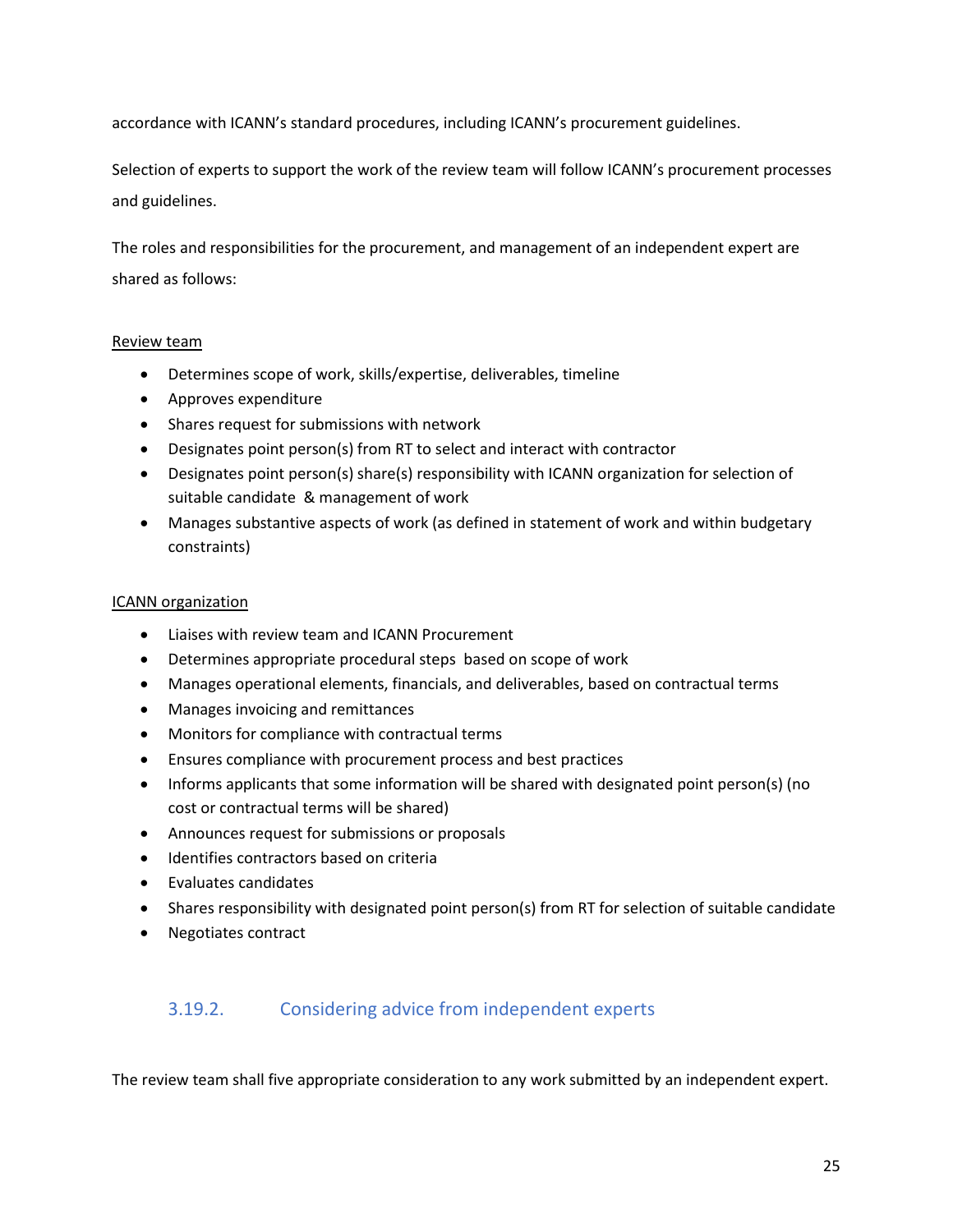accordance with ICANN's standard procedures, including ICANN's procurement guidelines.

Selection of experts to support the work of the review team will follow ICANN's procurement processes and guidelines.

The roles and responsibilities for the procurement, and management of an independent expert are shared as follows:

Review team

- Determines scope of work, skills/expertise, deliverables, timeline
- Approves expenditure
- Shares request for submissions with network
- Designates point person(s) from RT to select and interact with contractor
- Designates point person(s) share(s) responsibility with ICANN organization for selection of suitable candidate & management of work
- Manages substantive aspects of work (as defined in statement of work and within budgetary constraints)

ICANN organization

- Liaises with review team and ICANN Procurement
- Determines appropriate procedural steps based on scope of work
- Manages operational elements, financials, and deliverables, based on contractual terms
- Manages invoicing and remittances
- Monitors for compliance with contractual terms
- Ensures compliance with procurement process and best practices
- Informs applicants that some information will be shared with designated point person(s) (no cost or contractual terms will be shared)
- Announces request for submissions or proposals
- Identifies contractors based on criteria
- Evaluates candidates
- Shares responsibility with designated point person(s) from RT for selection of suitable candidate
- Negotiates contract

### 3.19.2. Considering advice from independent experts

The review team shall five appropriate consideration to any work submitted by an independent expert.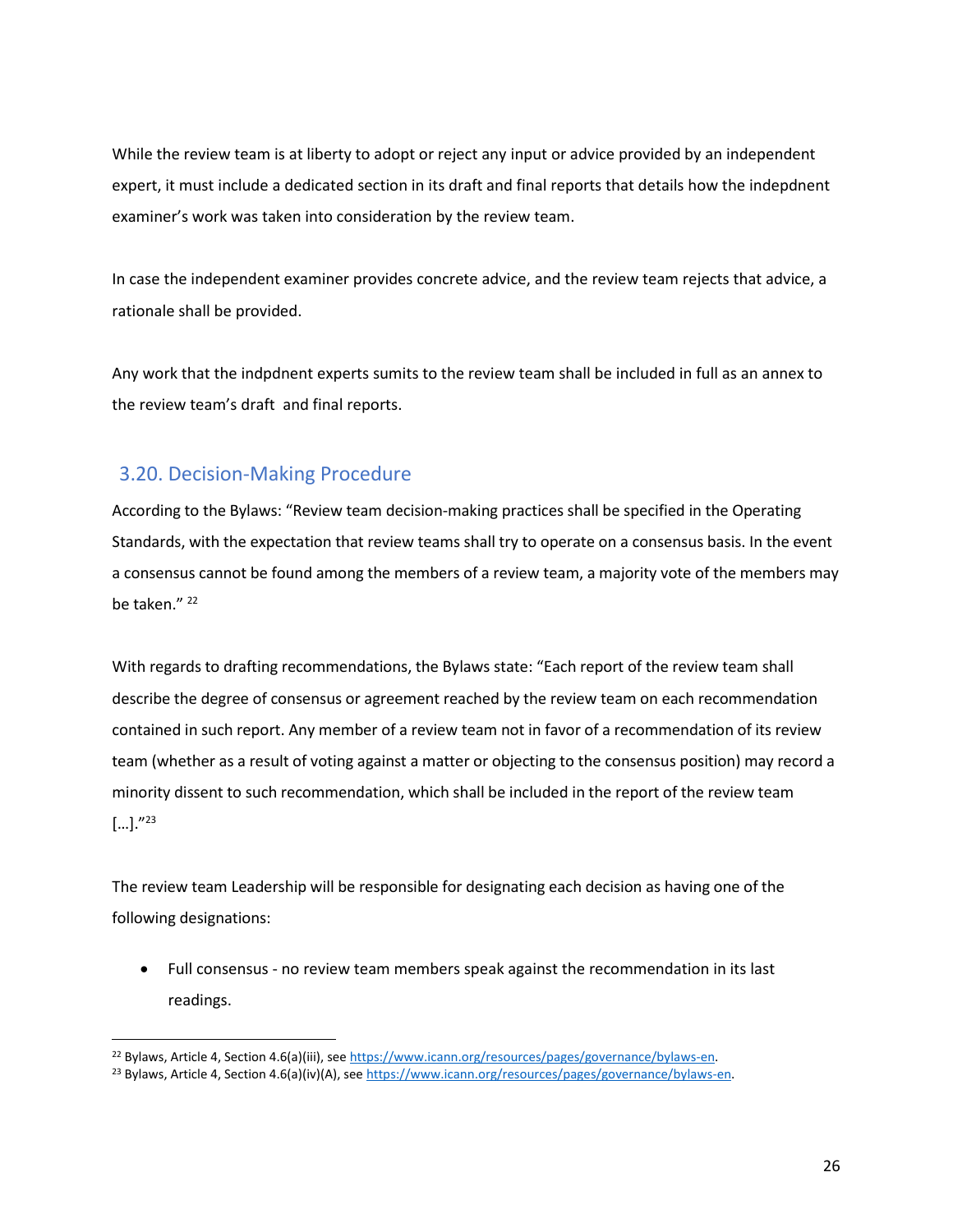While the review team is at liberty to adopt or reject any input or advice provided by an independent expert, it must include a dedicated section in its draft and final reports that details how the indepdnent examiner's work was taken into consideration by the review team.

In case the independent examiner provides concrete advice, and the review team rejects that advice, a rationale shall be provided.

Any work that the indpdnent experts sumits to the review team shall be included in full as an annex to the review team's draft  and final reports.

## 3.20. Decision-Making Procedure

According to the Bylaws: "Review team decision-making practices shall be specified in the Operating Standards, with the expectation that review teams shall try to operate on a consensus basis. In the event a consensus cannot be found among the members of a review team, a majority vote of the members may be taken." [22]

With regards to drafting recommendations, the Bylaws state: "Each report of the review team shall describe the degree of consensus or agreement reached by the review team on each recommendation contained in such report. Any member of a review team not in favor of a recommendation of its review team (whether as a result of voting against a matter or objecting to the consensus position) may record a minority dissent to such recommendation, which shall be included in the report of the review team […]."[23]

The review team Leadership will be responsible for designating each decision as having one of the following designations:

- Full consensus - no review team members speak against the recommendation in its last readings.

---

[22] Bylaws, Article 4, Section 4.6(a)(iii), see https://www.icann.org/resources/pages/governance/bylaws-en.

[23] Bylaws, Article 4, Section 4.6(a)(iv)(A), see https://www.icann.org/resources/pages/governance/bylaws-en.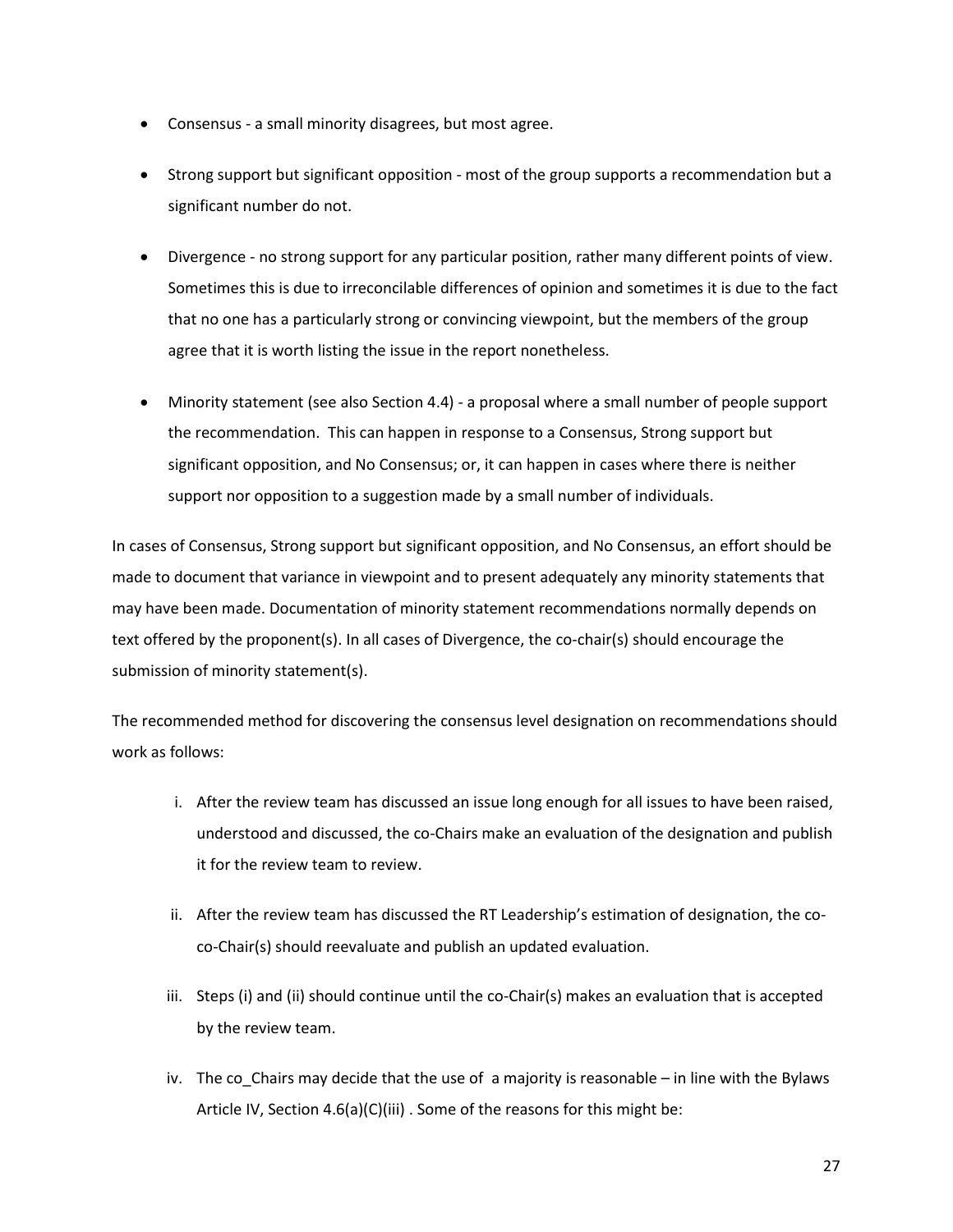- Consensus - a small minority disagrees, but most agree.
- Strong support but significant opposition - most of the group supports a recommendation but a significant number do not.
- Divergence - no strong support for any particular position, rather many different points of view. Sometimes this is due to irreconcilable differences of opinion and sometimes it is due to the fact that no one has a particularly strong or convincing viewpoint, but the members of the group agree that it is worth listing the issue in the report nonetheless.
- Minority statement (see also Section 4.4) - a proposal where a small number of people support the recommendation. This can happen in response to a Consensus, Strong support but significant opposition, and No Consensus; or, it can happen in cases where there is neither support nor opposition to a suggestion made by a small number of individuals.

In cases of Consensus, Strong support but significant opposition, and No Consensus, an effort should be made to document that variance in viewpoint and to present adequately any minority statements that may have been made. Documentation of minority statement recommendations normally depends on text offered by the proponent(s). In all cases of Divergence, the co-chair(s) should encourage the submission of minority statement(s).

The recommended method for discovering the consensus level designation on recommendations should work as follows:

i. After the review team has discussed an issue long enough for all issues to have been raised, understood and discussed, the co-Chairs make an evaluation of the designation and publish it for the review team to review.

ii. After the review team has discussed the RT Leadership's estimation of designation, the co-co-Chair(s) should reevaluate and publish an updated evaluation.

iii. Steps (i) and (ii) should continue until the co-Chair(s) makes an evaluation that is accepted by the review team.

iv. The co_Chairs may decide that the use of a majority is reasonable – in line with the Bylaws Article IV, Section 4.6(a)(C)(iii) . Some of the reasons for this might be: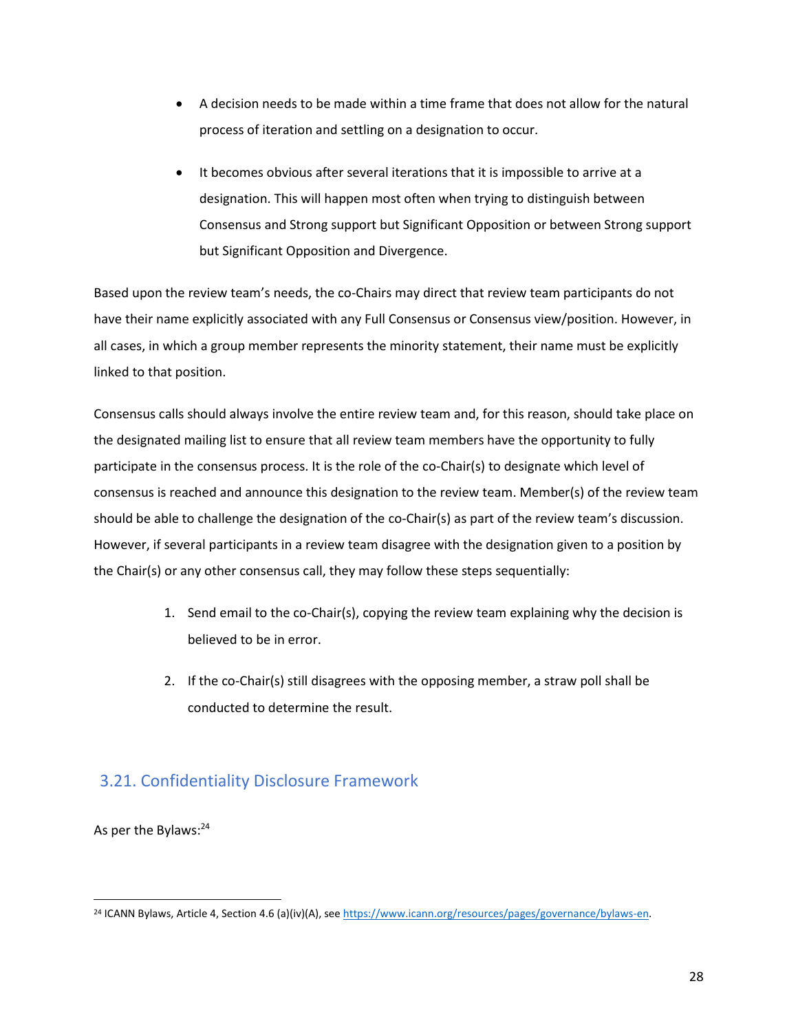- A decision needs to be made within a time frame that does not allow for the natural process of iteration and settling on a designation to occur.
- It becomes obvious after several iterations that it is impossible to arrive at a designation. This will happen most often when trying to distinguish between Consensus and Strong support but Significant Opposition or between Strong support but Significant Opposition and Divergence.

Based upon the review team's needs, the co-Chairs may direct that review team participants do not have their name explicitly associated with any Full Consensus or Consensus view/position. However, in all cases, in which a group member represents the minority statement, their name must be explicitly linked to that position.

Consensus calls should always involve the entire review team and, for this reason, should take place on the designated mailing list to ensure that all review team members have the opportunity to fully participate in the consensus process. It is the role of the co-Chair(s) to designate which level of consensus is reached and announce this designation to the review team. Member(s) of the review team should be able to challenge the designation of the co-Chair(s) as part of the review team's discussion. However, if several participants in a review team disagree with the designation given to a position by the Chair(s) or any other consensus call, they may follow these steps sequentially:

1. Send email to the co-Chair(s), copying the review team explaining why the decision is believed to be in error.
2. If the co-Chair(s) still disagrees with the opposing member, a straw poll shall be conducted to determine the result.

## 3.21. Confidentiality Disclosure Framework

As per the Bylaws:[24]

---

[24] ICANN Bylaws, Article 4, Section 4.6 (a)(iv)(A), see https://www.icann.org/resources/pages/governance/bylaws-en.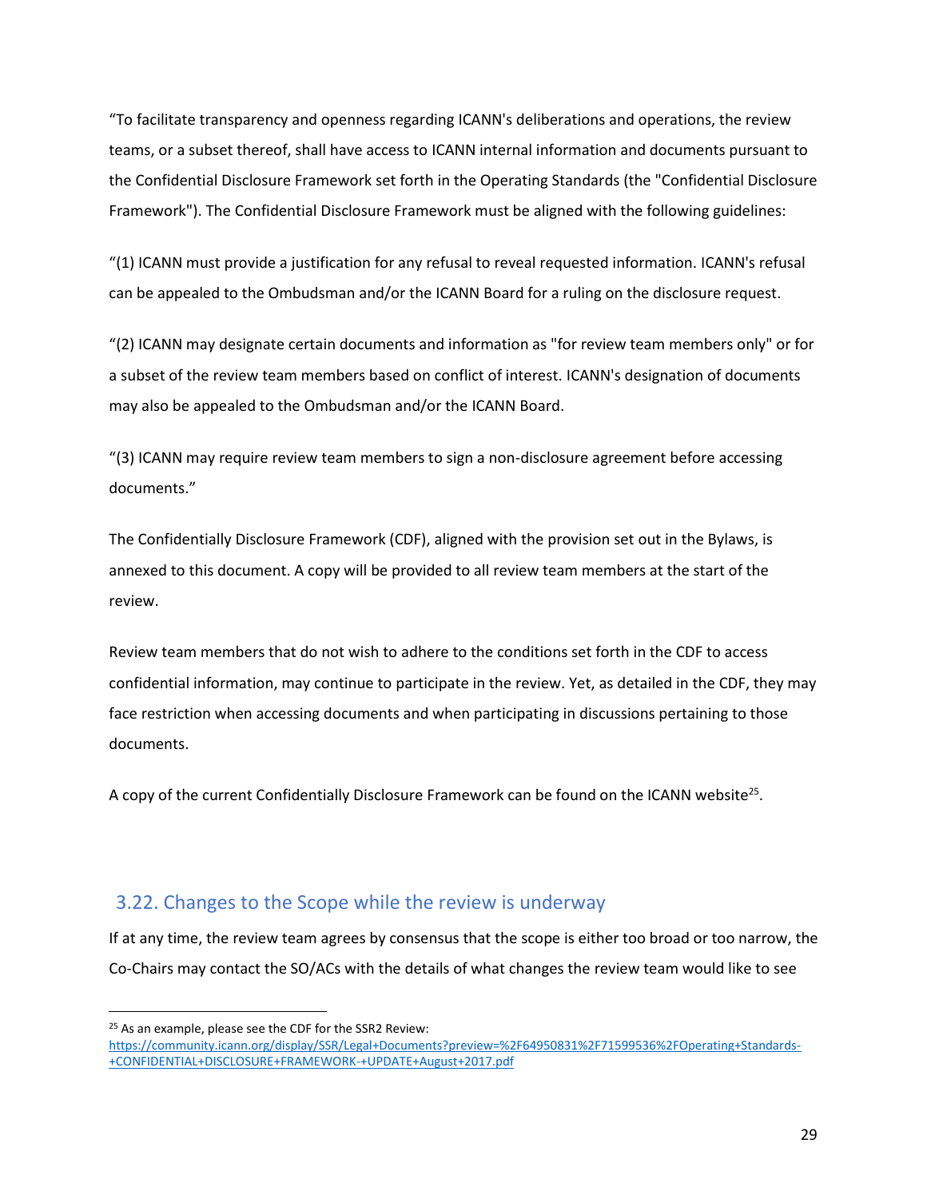“To facilitate transparency and openness regarding ICANN's deliberations and operations, the review teams, or a subset thereof, shall have access to ICANN internal information and documents pursuant to the Confidential Disclosure Framework set forth in the Operating Standards (the "Confidential Disclosure Framework"). The Confidential Disclosure Framework must be aligned with the following guidelines:

“(1) ICANN must provide a justification for any refusal to reveal requested information. ICANN's refusal can be appealed to the Ombudsman and/or the ICANN Board for a ruling on the disclosure request.

“(2) ICANN may designate certain documents and information as "for review team members only" or for a subset of the review team members based on conflict of interest. ICANN's designation of documents may also be appealed to the Ombudsman and/or the ICANN Board.

“(3) ICANN may require review team members to sign a non-disclosure agreement before accessing documents.”

The Confidentially Disclosure Framework (CDF), aligned with the provision set out in the Bylaws, is annexed to this document. A copy will be provided to all review team members at the start of the review.

Review team members that do not wish to adhere to the conditions set forth in the CDF to access confidential information, may continue to participate in the review. Yet, as detailed in the CDF, they may face restriction when accessing documents and when participating in discussions pertaining to those documents.

A copy of the current Confidentially Disclosure Framework can be found on the ICANN website[25].

## 3.22. Changes to the Scope while the review is underway

If at any time, the review team agrees by consensus that the scope is either too broad or too narrow, the Co-Chairs may contact the SO/ACs with the details of what changes the review team would like to see

[25] As an example, please see the CDF for the SSR2 Review: https://community.icann.org/display/SSR/Legal+Documents?preview=%2F64950831%2F71599536%2FOperating+Standards-+CONFIDENTIAL+DISCLOSURE+FRAMEWORK-+UPDATE+August+2017.pdf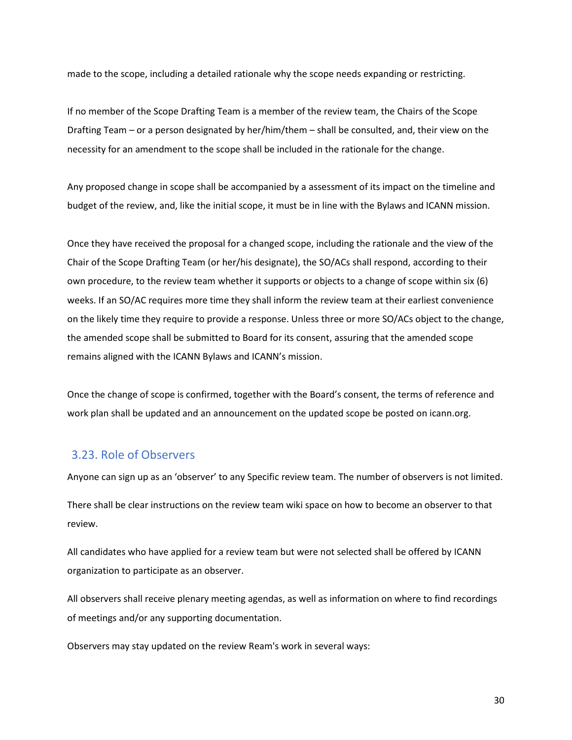made to the scope, including a detailed rationale why the scope needs expanding or restricting.

If no member of the Scope Drafting Team is a member of the review team, the Chairs of the Scope Drafting Team – or a person designated by her/him/them – shall be consulted, and, their view on the necessity for an amendment to the scope shall be included in the rationale for the change.

Any proposed change in scope shall be accompanied by a assessment of its impact on the timeline and budget of the review, and, like the initial scope, it must be in line with the Bylaws and ICANN mission.

Once they have received the proposal for a changed scope, including the rationale and the view of the Chair of the Scope Drafting Team (or her/his designate), the SO/ACs shall respond, according to their own procedure, to the review team whether it supports or objects to a change of scope within six (6) weeks. If an SO/AC requires more time they shall inform the review team at their earliest convenience on the likely time they require to provide a response. Unless three or more SO/ACs object to the change, the amended scope shall be submitted to Board for its consent, assuring that the amended scope remains aligned with the ICANN Bylaws and ICANN's mission.

Once the change of scope is confirmed, together with the Board's consent, the terms of reference and work plan shall be updated and an announcement on the updated scope be posted on icann.org.

## 3.23. Role of Observers

Anyone can sign up as an 'observer' to any Specific review team. The number of observers is not limited.

There shall be clear instructions on the review team wiki space on how to become an observer to that review.

All candidates who have applied for a review team but were not selected shall be offered by ICANN organization to participate as an observer.

All observers shall receive plenary meeting agendas, as well as information on where to find recordings of meetings and/or any supporting documentation.

Observers may stay updated on the review Ream's work in several ways: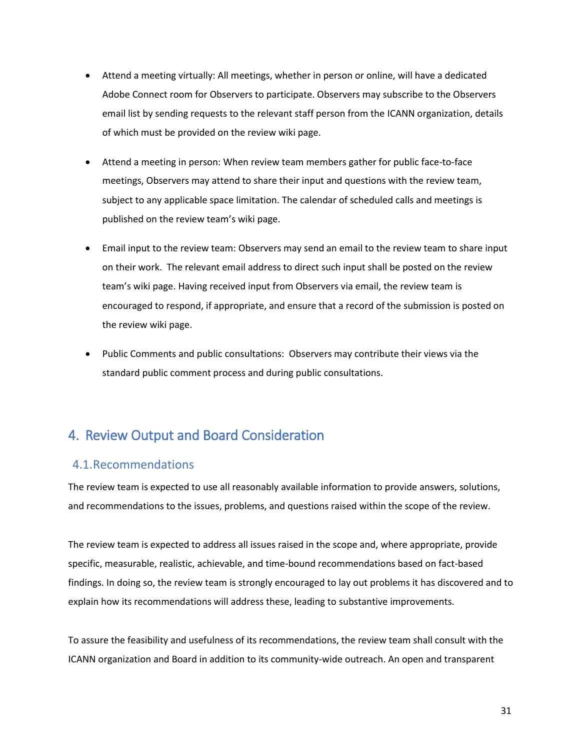- Attend a meeting virtually: All meetings, whether in person or online, will have a dedicated Adobe Connect room for Observers to participate. Observers may subscribe to the Observers email list by sending requests to the relevant staff person from the ICANN organization, details of which must be provided on the review wiki page.

- Attend a meeting in person: When review team members gather for public face-to-face meetings, Observers may attend to share their input and questions with the review team, subject to any applicable space limitation. The calendar of scheduled calls and meetings is published on the review team's wiki page.

- Email input to the review team: Observers may send an email to the review team to share input on their work. The relevant email address to direct such input shall be posted on the review team's wiki page. Having received input from Observers via email, the review team is encouraged to respond, if appropriate, and ensure that a record of the submission is posted on the review wiki page.

- Public Comments and public consultations: Observers may contribute their views via the standard public comment process and during public consultations.

# 4. Review Output and Board Consideration

## 4.1. Recommendations

The review team is expected to use all reasonably available information to provide answers, solutions, and recommendations to the issues, problems, and questions raised within the scope of the review.

The review team is expected to address all issues raised in the scope and, where appropriate, provide specific, measurable, realistic, achievable, and time-bound recommendations based on fact-based findings. In doing so, the review team is strongly encouraged to lay out problems it has discovered and to explain how its recommendations will address these, leading to substantive improvements.

To assure the feasibility and usefulness of its recommendations, the review team shall consult with the ICANN organization and Board in addition to its community-wide outreach. An open and transparent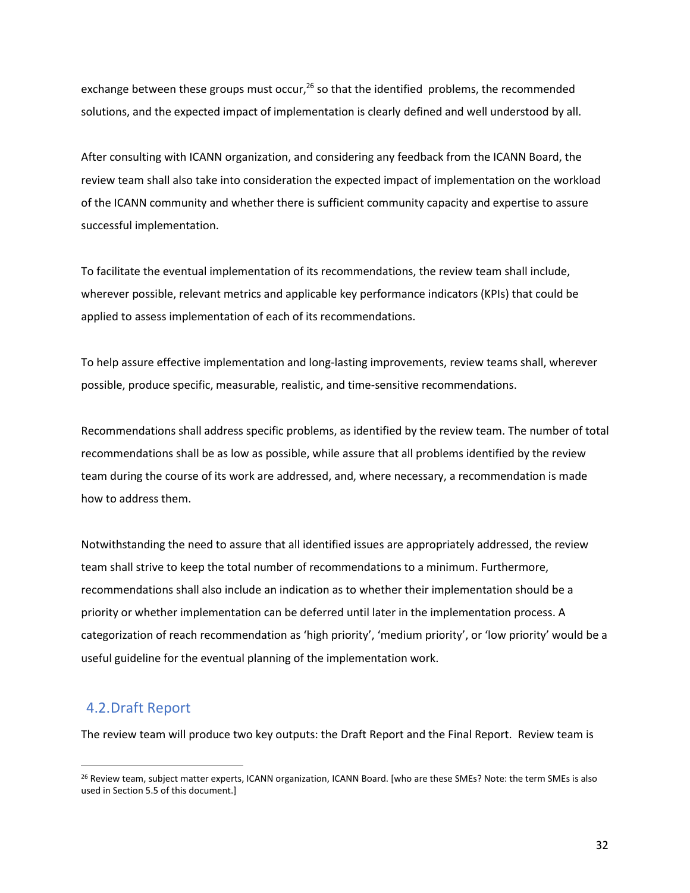exchange between these groups must occur,[26] so that the identified problems, the recommended solutions, and the expected impact of implementation is clearly defined and well understood by all.

After consulting with ICANN organization, and considering any feedback from the ICANN Board, the review team shall also take into consideration the expected impact of implementation on the workload of the ICANN community and whether there is sufficient community capacity and expertise to assure successful implementation.

To facilitate the eventual implementation of its recommendations, the review team shall include, wherever possible, relevant metrics and applicable key performance indicators (KPIs) that could be applied to assess implementation of each of its recommendations.

To help assure effective implementation and long-lasting improvements, review teams shall, wherever possible, produce specific, measurable, realistic, and time-sensitive recommendations.

Recommendations shall address specific problems, as identified by the review team. The number of total recommendations shall be as low as possible, while assure that all problems identified by the review team during the course of its work are addressed, and, where necessary, a recommendation is made how to address them.

Notwithstanding the need to assure that all identified issues are appropriately addressed, the review team shall strive to keep the total number of recommendations to a minimum. Furthermore, recommendations shall also include an indication as to whether their implementation should be a priority or whether implementation can be deferred until later in the implementation process. A categorization of reach recommendation as 'high priority', 'medium priority', or 'low priority' would be a useful guideline for the eventual planning of the implementation work.

## 4.2. Draft Report

The review team will produce two key outputs: the Draft Report and the Final Report. Review team is

---

[26] Review team, subject matter experts, ICANN organization, ICANN Board. [who are these SMEs? Note: the term SMEs is also used in Section 5.5 of this document.]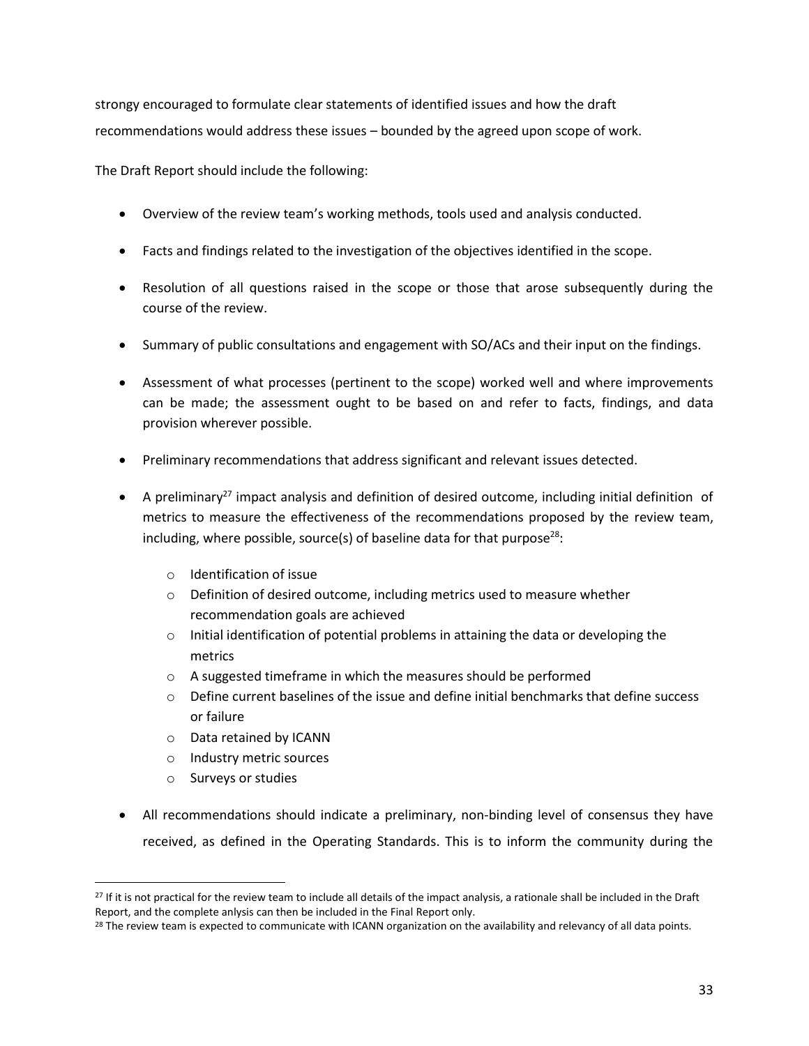strongy encouraged to formulate clear statements of identified issues and how the draft recommendations would address these issues – bounded by the agreed upon scope of work.

The Draft Report should include the following:

- Overview of the review team's working methods, tools used and analysis conducted.
- Facts and findings related to the investigation of the objectives identified in the scope.
- Resolution of all questions raised in the scope or those that arose subsequently during the course of the review.
- Summary of public consultations and engagement with SO/ACs and their input on the findings.
- Assessment of what processes (pertinent to the scope) worked well and where improvements can be made; the assessment ought to be based on and refer to facts, findings, and data provision wherever possible.
- Preliminary recommendations that address significant and relevant issues detected.
- A preliminary[27] impact analysis and definition of desired outcome, including initial definition of metrics to measure the effectiveness of the recommendations proposed by the review team, including, where possible, source(s) of baseline data for that purpose[28]:
    - Identification of issue
    - Definition of desired outcome, including metrics used to measure whether recommendation goals are achieved
    - Initial identification of potential problems in attaining the data or developing the metrics
    - A suggested timeframe in which the measures should be performed
    - Define current baselines of the issue and define initial benchmarks that define success or failure
    - Data retained by ICANN
    - Industry metric sources
    - Surveys or studies
- All recommendations should indicate a preliminary, non-binding level of consensus they have received, as defined in the Operating Standards. This is to inform the community during the

[27] If it is not practical for the review team to include all details of the impact analysis, a rationale shall be included in the Draft Report, and the complete anlysis can then be included in the Final Report only.

[28] The review team is expected to communicate with ICANN organization on the availability and relevancy of all data points.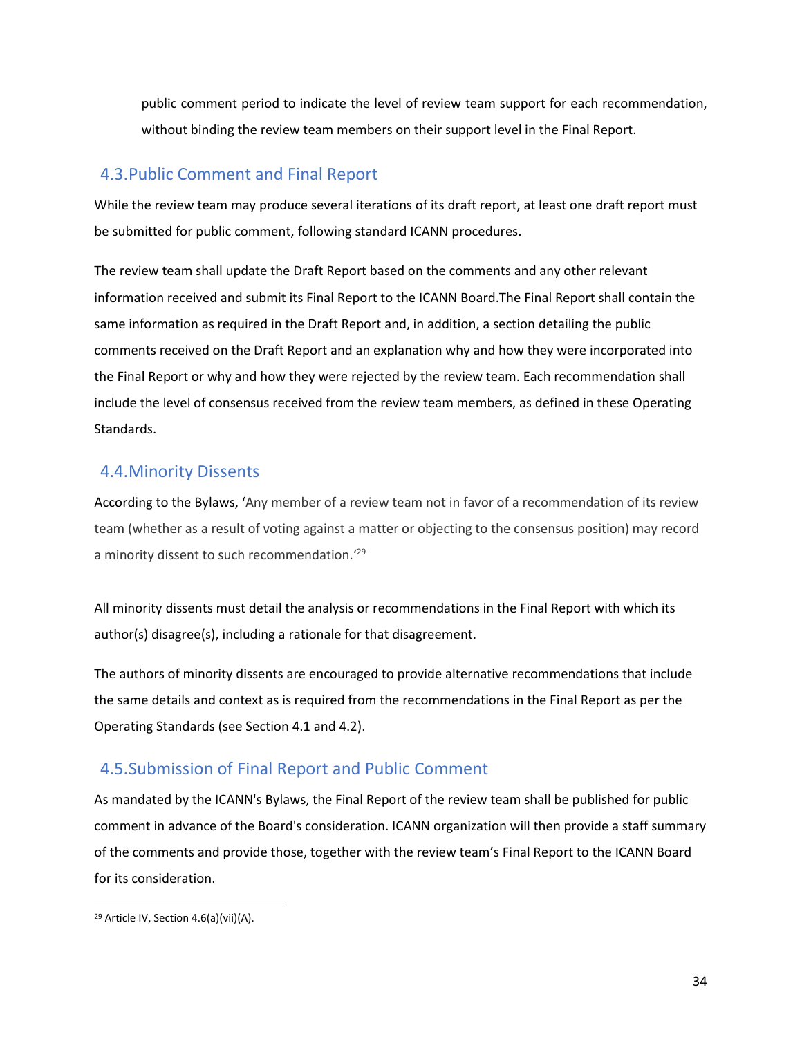public comment period to indicate the level of review team support for each recommendation, without binding the review team members on their support level in the Final Report.

## 4.3. Public Comment and Final Report

While the review team may produce several iterations of its draft report, at least one draft report must be submitted for public comment, following standard ICANN procedures.

The review team shall update the Draft Report based on the comments and any other relevant information received and submit its Final Report to the ICANN Board.The Final Report shall contain the same information as required in the Draft Report and, in addition, a section detailing the public comments received on the Draft Report and an explanation why and how they were incorporated into the Final Report or why and how they were rejected by the review team. Each recommendation shall include the level of consensus received from the review team members, as defined in these Operating Standards.

## 4.4. Minority Dissents

According to the Bylaws, 'Any member of a review team not in favor of a recommendation of its review team (whether as a result of voting against a matter or objecting to the consensus position) may record a minority dissent to such recommendation.'[29]

All minority dissents must detail the analysis or recommendations in the Final Report with which its author(s) disagree(s), including a rationale for that disagreement.

The authors of minority dissents are encouraged to provide alternative recommendations that include the same details and context as is required from the recommendations in the Final Report as per the Operating Standards (see Section 4.1 and 4.2).

## 4.5. Submission of Final Report and Public Comment

As mandated by the ICANN's Bylaws, the Final Report of the review team shall be published for public comment in advance of the Board's consideration. ICANN organization will then provide a staff summary of the comments and provide those, together with the review team's Final Report to the ICANN Board for its consideration.

---

[29] Article IV, Section 4.6(a)(vii)(A).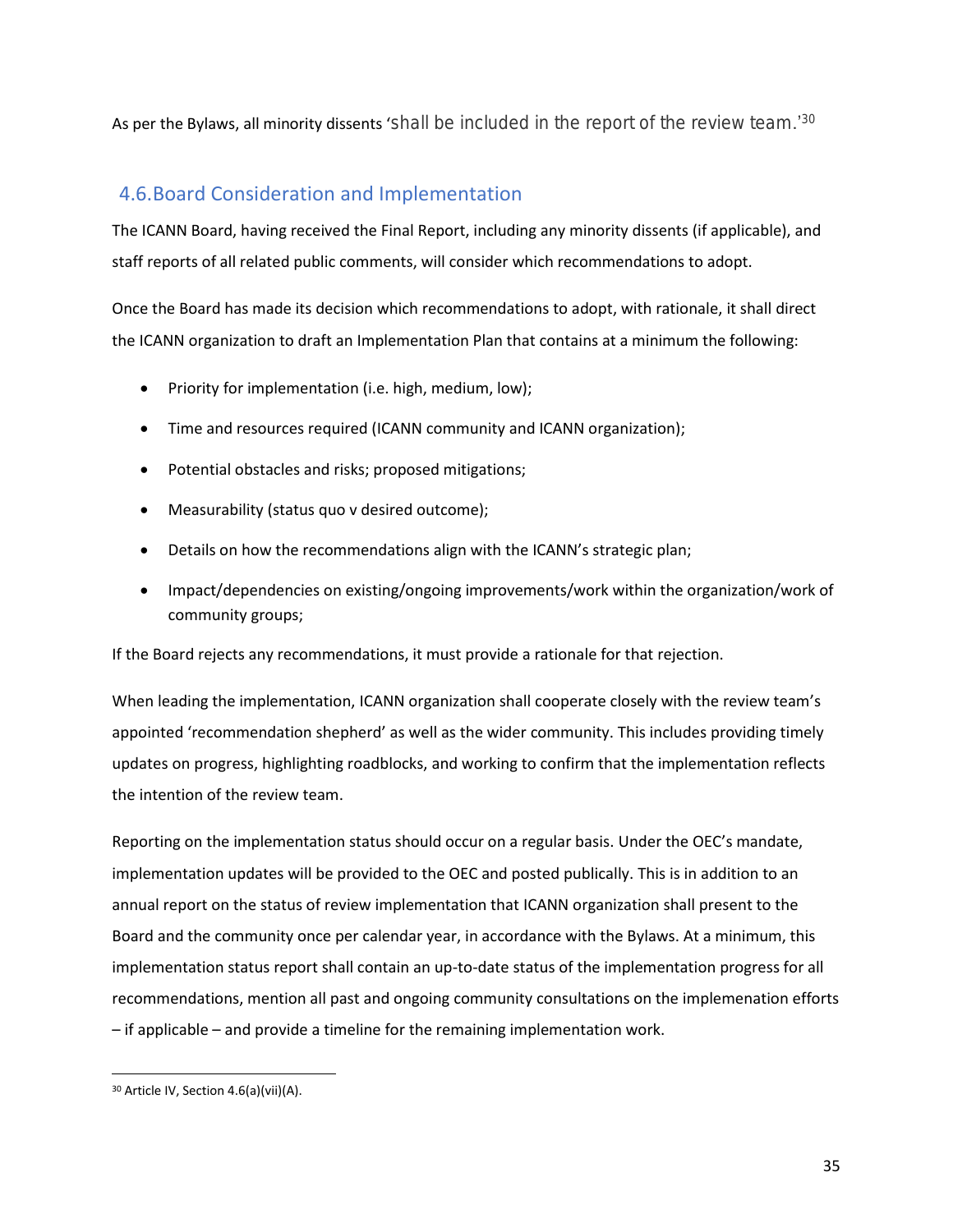As per the Bylaws, all minority dissents 'shall be included in the report of the review team.'[30]

## 4.6. Board Consideration and Implementation

The ICANN Board, having received the Final Report, including any minority dissents (if applicable), and staff reports of all related public comments, will consider which recommendations to adopt.

Once the Board has made its decision which recommendations to adopt, with rationale, it shall direct the ICANN organization to draft an Implementation Plan that contains at a minimum the following:

- Priority for implementation (i.e. high, medium, low);
- Time and resources required (ICANN community and ICANN organization);
- Potential obstacles and risks; proposed mitigations;
- Measurability (status quo v desired outcome);
- Details on how the recommendations align with the ICANN's strategic plan;
- Impact/dependencies on existing/ongoing improvements/work within the organization/work of community groups;

If the Board rejects any recommendations, it must provide a rationale for that rejection.

When leading the implementation, ICANN organization shall cooperate closely with the review team's appointed 'recommendation shepherd' as well as the wider community. This includes providing timely updates on progress, highlighting roadblocks, and working to confirm that the implementation reflects the intention of the review team.

Reporting on the implementation status should occur on a regular basis. Under the OEC's mandate, implementation updates will be provided to the OEC and posted publically. This is in addition to an annual report on the status of review implementation that ICANN organization shall present to the Board and the community once per calendar year, in accordance with the Bylaws. At a minimum, this implementation status report shall contain an up-to-date status of the implementation progress for all recommendations, mention all past and ongoing community consultations on the implemenation efforts – if applicable – and provide a timeline for the remaining implementation work.

[30] Article IV, Section 4.6(a)(vii)(A).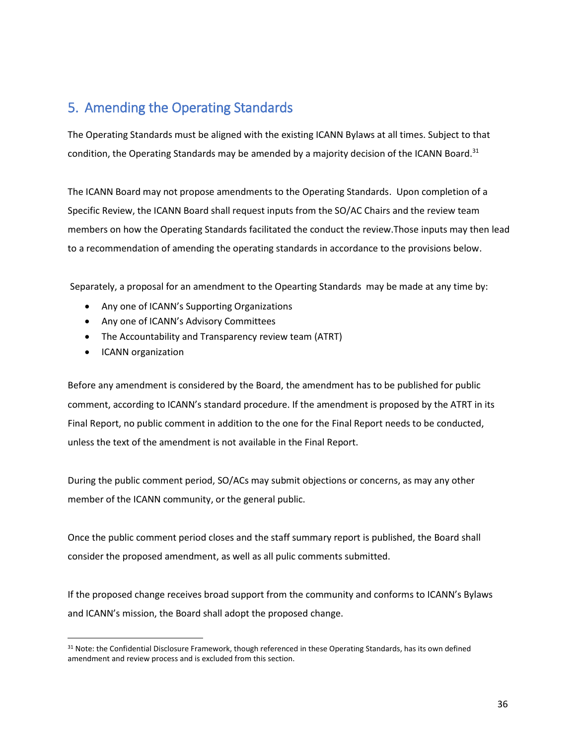## 5. Amending the Operating Standards

The Operating Standards must be aligned with the existing ICANN Bylaws at all times. Subject to that condition, the Operating Standards may be amended by a majority decision of the ICANN Board.[31]

The ICANN Board may not propose amendments to the Operating Standards. Upon completion of a Specific Review, the ICANN Board shall request inputs from the SO/AC Chairs and the review team members on how the Operating Standards facilitated the conduct the review.Those inputs may then lead to a recommendation of amending the operating standards in accordance to the provisions below.

Separately, a proposal for an amendment to the Opearting Standards may be made at any time by:

- Any one of ICANN's Supporting Organizations
- Any one of ICANN's Advisory Committees
- The Accountability and Transparency review team (ATRT)
- ICANN organization

Before any amendment is considered by the Board, the amendment has to be published for public comment, according to ICANN's standard procedure. If the amendment is proposed by the ATRT in its Final Report, no public comment in addition to the one for the Final Report needs to be conducted, unless the text of the amendment is not available in the Final Report.

During the public comment period, SO/ACs may submit objections or concerns, as may any other member of the ICANN community, or the general public.

Once the public comment period closes and the staff summary report is published, the Board shall consider the proposed amendment, as well as all pulic comments submitted.

If the proposed change receives broad support from the community and conforms to ICANN's Bylaws and ICANN's mission, the Board shall adopt the proposed change.

[31] Note: the Confidential Disclosure Framework, though referenced in these Operating Standards, has its own defined amendment and review process and is excluded from this section.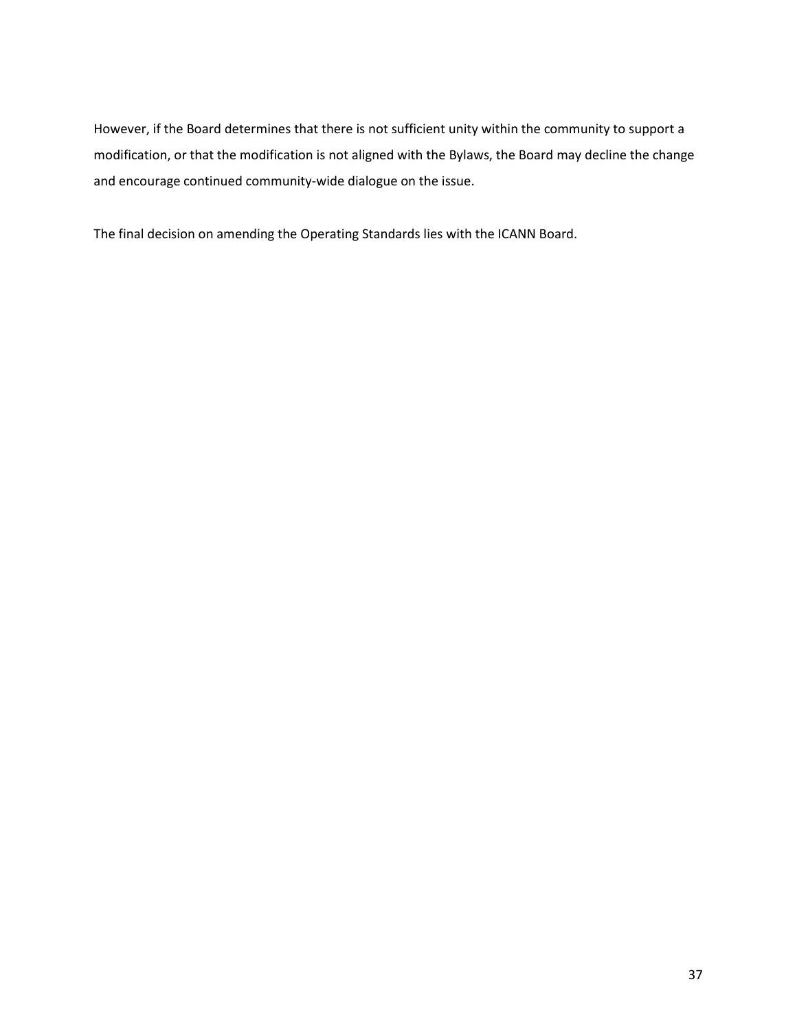However, if the Board determines that there is not sufficient unity within the community to support a modification, or that the modification is not aligned with the Bylaws, the Board may decline the change and encourage continued community-wide dialogue on the issue.

The final decision on amending the Operating Standards lies with the ICANN Board.